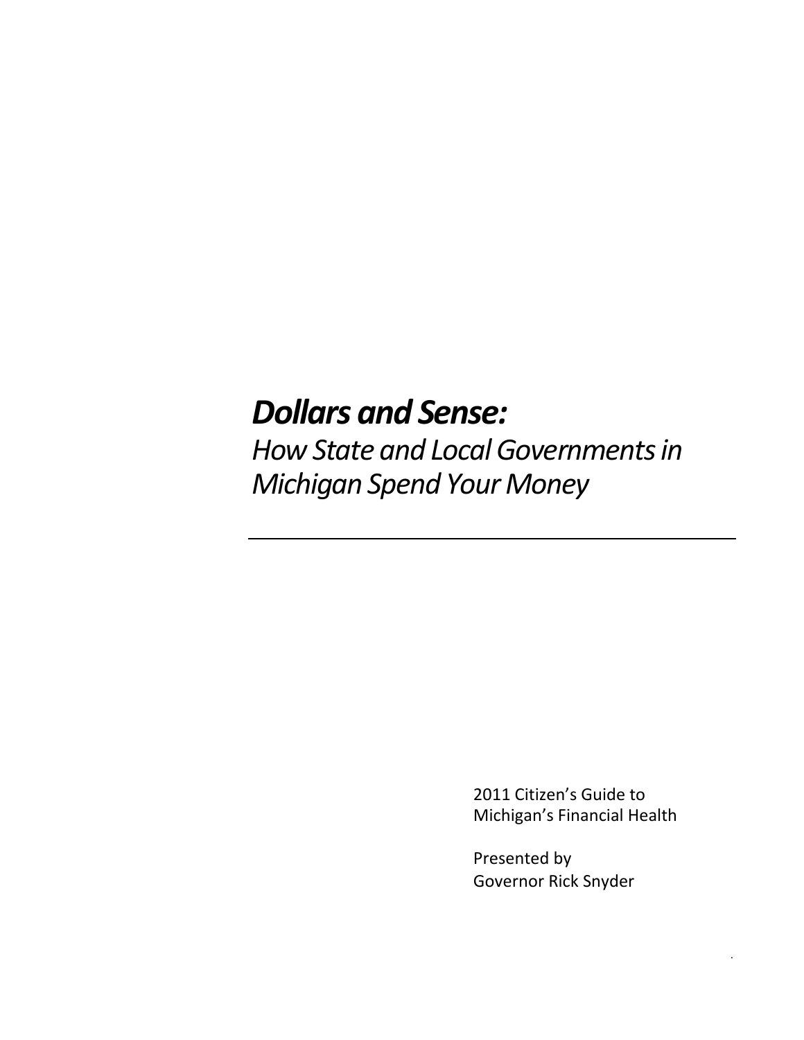# *Dollars and Sense:*

*How State and Local Governments in Michigan Spend Your Money*

---

2011 Citizen's Guide to Michigan's Financial Health

Presented by
Governor Rick Snyder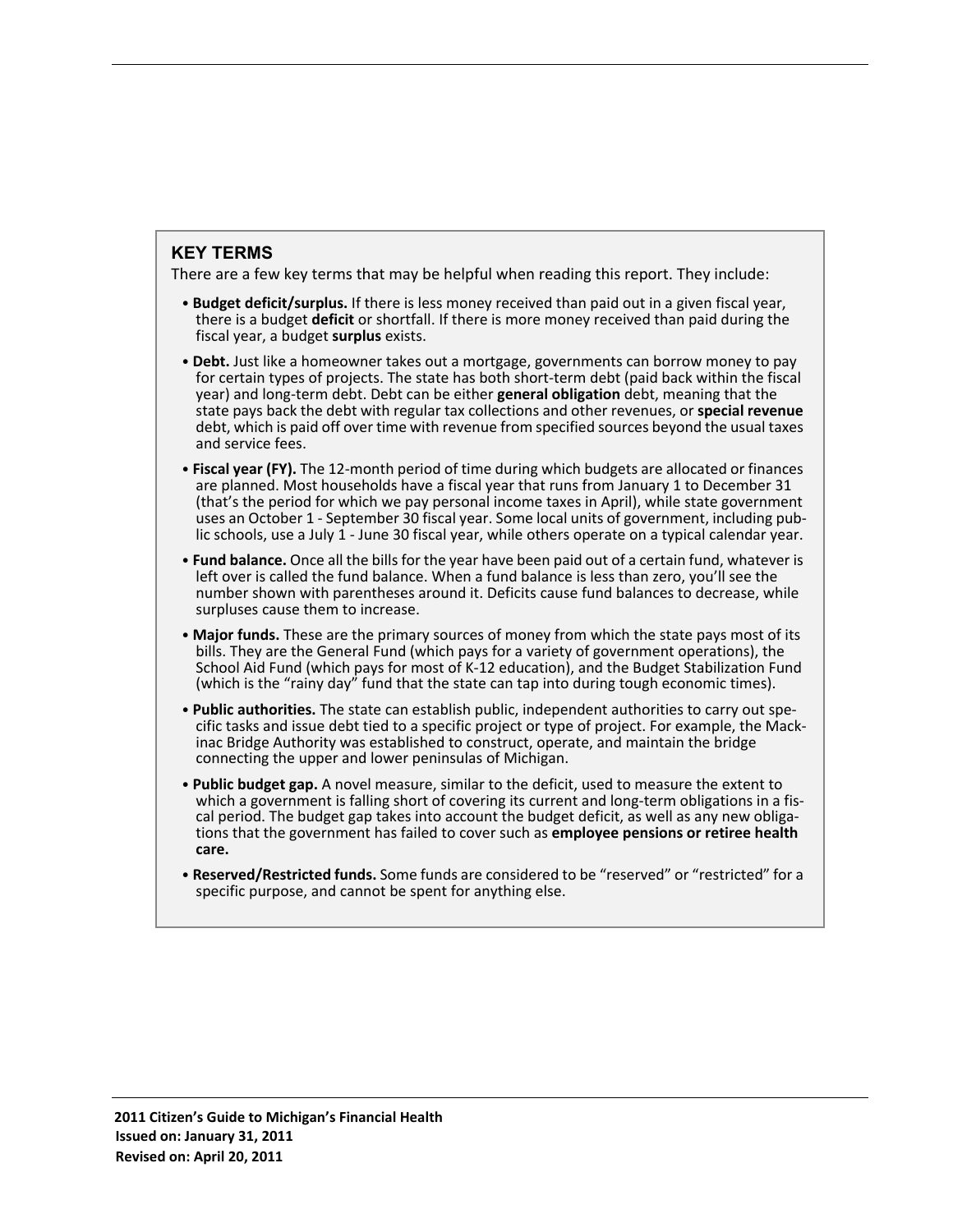## KEY TERMS

There are a few key terms that may be helpful when reading this report. They include:

- **Budget deficit/surplus.** If there is less money received than paid out in a given fiscal year, there is a budget **deficit** or shortfall. If there is more money received than paid during the fiscal year, a budget **surplus** exists.
- **Debt.** Just like a homeowner takes out a mortgage, governments can borrow money to pay for certain types of projects. The state has both short-term debt (paid back within the fiscal year) and long-term debt. Debt can be either **general obligation** debt, meaning that the state pays back the debt with regular tax collections and other revenues, or **special revenue** debt, which is paid off over time with revenue from specified sources beyond the usual taxes and service fees.
- **Fiscal year (FY).** The 12-month period of time during which budgets are allocated or finances are planned. Most households have a fiscal year that runs from January 1 to December 31 (that's the period for which we pay personal income taxes in April), while state government uses an October 1 - September 30 fiscal year. Some local units of government, including public schools, use a July 1 - June 30 fiscal year, while others operate on a typical calendar year.
- **Fund balance.** Once all the bills for the year have been paid out of a certain fund, whatever is left over is called the fund balance. When a fund balance is less than zero, you'll see the number shown with parentheses around it. Deficits cause fund balances to decrease, while surpluses cause them to increase.
- **Major funds.** These are the primary sources of money from which the state pays most of its bills. They are the General Fund (which pays for a variety of government operations), the School Aid Fund (which pays for most of K-12 education), and the Budget Stabilization Fund (which is the "rainy day" fund that the state can tap into during tough economic times).
- **Public authorities.** The state can establish public, independent authorities to carry out specific tasks and issue debt tied to a specific project or type of project. For example, the Mackinac Bridge Authority was established to construct, operate, and maintain the bridge connecting the upper and lower peninsulas of Michigan.
- **Public budget gap.** A novel measure, similar to the deficit, used to measure the extent to which a government is falling short of covering its current and long-term obligations in a fiscal period. The budget gap takes into account the budget deficit, as well as any new obligations that the government has failed to cover such as **employee pensions or retiree health care.**
- **Reserved/Restricted funds.** Some funds are considered to be "reserved" or "restricted" for a specific purpose, and cannot be spent for anything else.

**2011 Citizen's Guide to Michigan's Financial Health**
**Issued on: January 31, 2011**
**Revised on: April 20, 2011**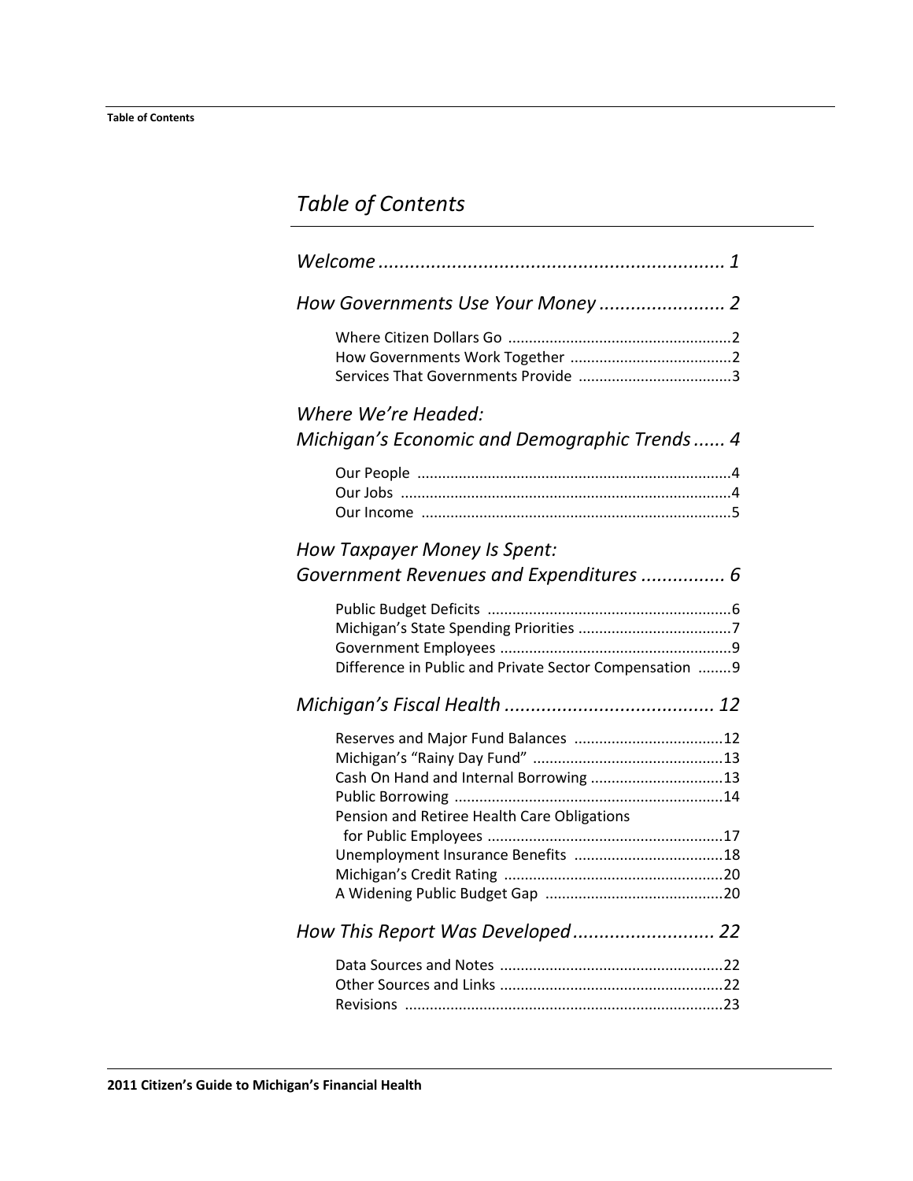# Table of Contents

*Welcome* .................................................................. *1*

*How Governments Use Your Money* ........................ *2*

- Where Citizen Dollars Go ......................................................2
- How Governments Work Together .......................................2
- Services That Governments Provide .....................................3

*Where We're Headed:*
*Michigan's Economic and Demographic Trends* ...... *4*

- Our People ...........................................................................4
- Our Jobs ...............................................................................4
- Our Income ..........................................................................5

*How Taxpayer Money Is Spent:*
*Government Revenues and Expenditures* ................ *6*

- Public Budget Deficits ...........................................................6
- Michigan's State Spending Priorities .....................................7
- Government Employees ........................................................9
- Difference in Public and Private Sector Compensation ........9

*Michigan's Fiscal Health* ......................................... *12*

- Reserves and Major Fund Balances ....................................12
- Michigan's "Rainy Day Fund" ..............................................13
- Cash On Hand and Internal Borrowing ................................13
- Public Borrowing .................................................................14
- Pension and Retiree Health Care Obligations for Public Employees .........................................................17
- Unemployment Insurance Benefits ....................................18
- Michigan's Credit Rating .....................................................20
- A Widening Public Budget Gap ...........................................20

*How This Report Was Developed* ........................... *22*

- Data Sources and Notes ......................................................22
- Other Sources and Links ......................................................22
- Revisions ............................................................................23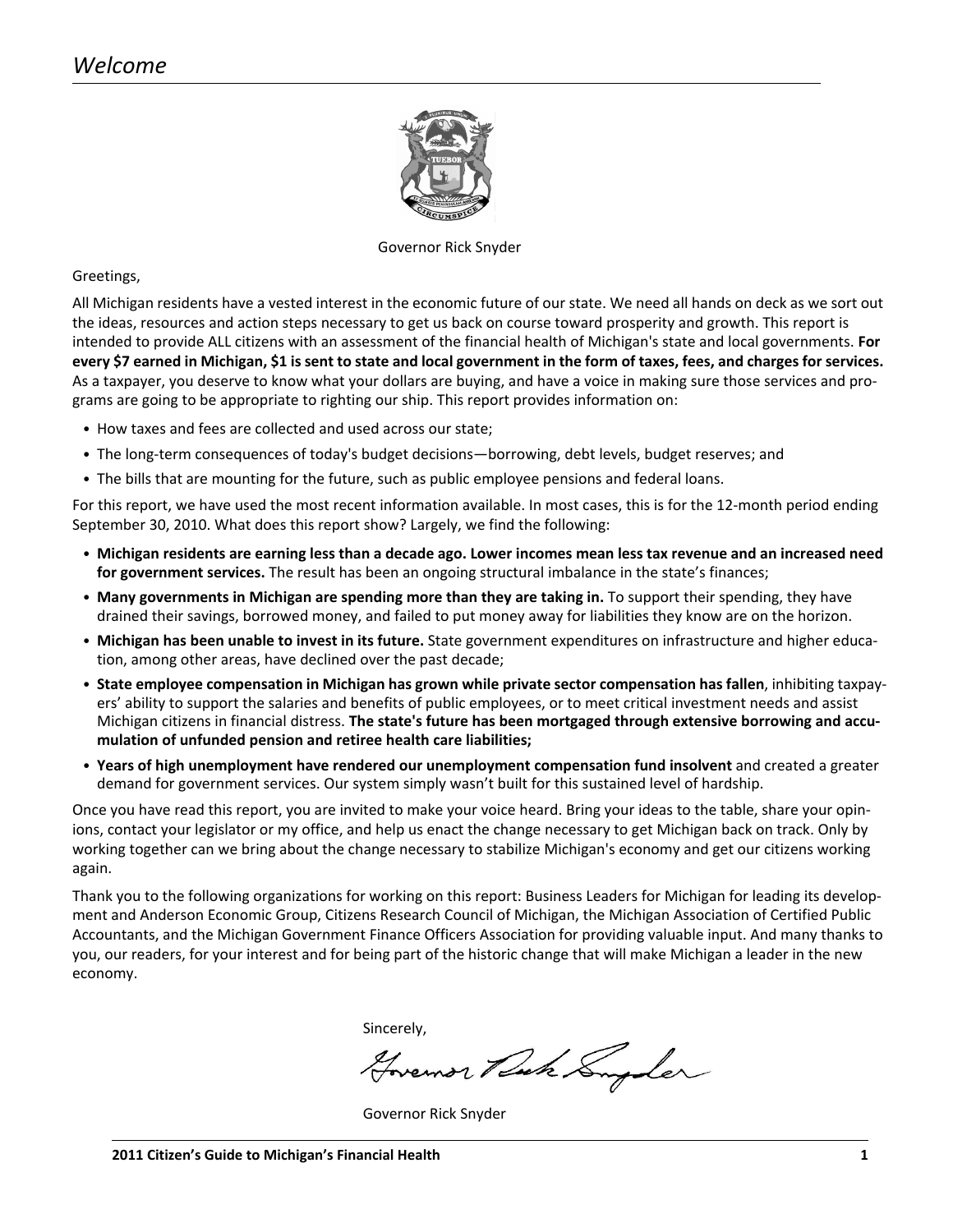# *Welcome*

Governor Rick Snyder

Greetings,

All Michigan residents have a vested interest in the economic future of our state. We need all hands on deck as we sort out the ideas, resources and action steps necessary to get us back on course toward prosperity and growth. This report is intended to provide ALL citizens with an assessment of the financial health of Michigan's state and local governments. **For every $7 earned in Michigan, $1 is sent to state and local government in the form of taxes, fees, and charges for services.** As a taxpayer, you deserve to know what your dollars are buying, and have a voice in making sure those services and programs are going to be appropriate to righting our ship. This report provides information on:

- How taxes and fees are collected and used across our state;
- The long-term consequences of today's budget decisions—borrowing, debt levels, budget reserves; and
- The bills that are mounting for the future, such as public employee pensions and federal loans.

For this report, we have used the most recent information available. In most cases, this is for the 12-month period ending September 30, 2010. What does this report show? Largely, we find the following:

- **Michigan residents are earning less than a decade ago. Lower incomes mean less tax revenue and an increased need for government services.** The result has been an ongoing structural imbalance in the state's finances;
- **Many governments in Michigan are spending more than they are taking in.** To support their spending, they have drained their savings, borrowed money, and failed to put money away for liabilities they know are on the horizon.
- **Michigan has been unable to invest in its future.** State government expenditures on infrastructure and higher education, among other areas, have declined over the past decade;
- **State employee compensation in Michigan has grown while private sector compensation has fallen**, inhibiting taxpayers' ability to support the salaries and benefits of public employees, or to meet critical investment needs and assist Michigan citizens in financial distress. **The state's future has been mortgaged through extensive borrowing and accumulation of unfunded pension and retiree health care liabilities;**
- **Years of high unemployment have rendered our unemployment compensation fund insolvent** and created a greater demand for government services. Our system simply wasn't built for this sustained level of hardship.

Once you have read this report, you are invited to make your voice heard. Bring your ideas to the table, share your opinions, contact your legislator or my office, and help us enact the change necessary to get Michigan back on track. Only by working together can we bring about the change necessary to stabilize Michigan's economy and get our citizens working again.

Thank you to the following organizations for working on this report: Business Leaders for Michigan for leading its development and Anderson Economic Group, Citizens Research Council of Michigan, the Michigan Association of Certified Public Accountants, and the Michigan Government Finance Officers Association for providing valuable input. And many thanks to you, our readers, for your interest and for being part of the historic change that will make Michigan a leader in the new economy.

Sincerely,

Governor Rick Snyder

Governor Rick Snyder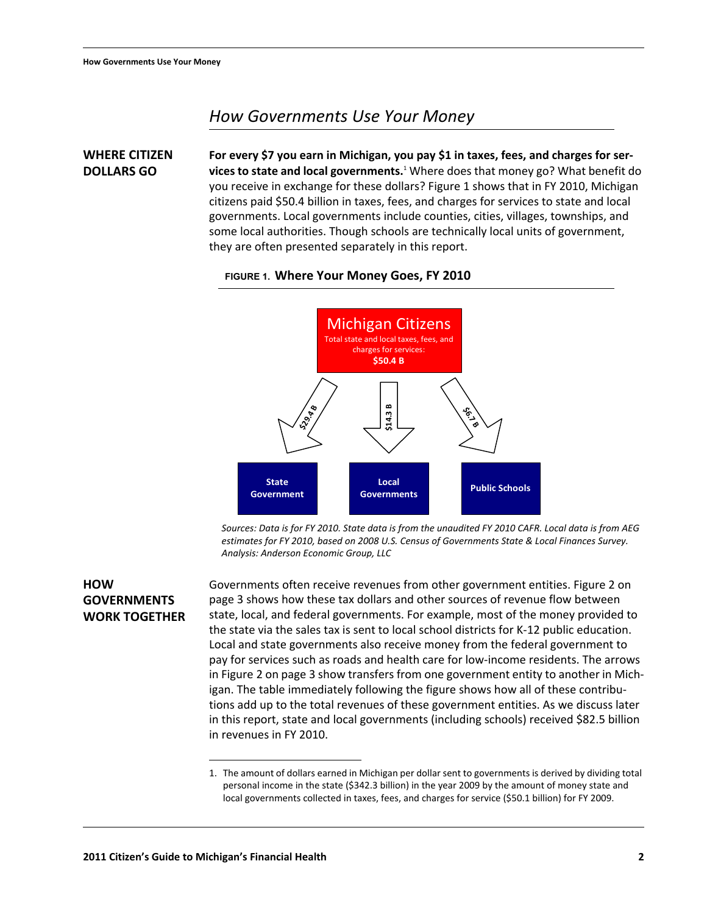# How Governments Use Your Money

## WHERE CITIZEN DOLLARS GO

**For every $7 you earn in Michigan, you pay $1 in taxes, fees, and charges for services to state and local governments.**[1] Where does that money go? What benefit do you receive in exchange for these dollars? Figure 1 shows that in FY 2010, Michigan citizens paid $50.4 billion in taxes, fees, and charges for services to state and local governments. Local governments include counties, cities, villages, townships, and some local authorities. Though schools are technically local units of government, they are often presented separately in this report.

FIGURE 1. **Where Your Money Goes, FY 2010**

Michigan Citizens
Total state and local taxes, fees, and charges for services:
**$50.4 B**

- $29.4 B → State Government
- $14.3 B → Local Governments
- $6.7 B → Public Schools

*Sources: Data is for FY 2010. State data is from the unaudited FY 2010 CAFR. Local data is from AEG estimates for FY 2010, based on 2008 U.S. Census of Governments State & Local Finances Survey. Analysis: Anderson Economic Group, LLC*

## HOW GOVERNMENTS WORK TOGETHER

Governments often receive revenues from other government entities. Figure 2 on page 3 shows how these tax dollars and other sources of revenue flow between state, local, and federal governments. For example, most of the money provided to the state via the sales tax is sent to local school districts for K-12 public education. Local and state governments also receive money from the federal government to pay for services such as roads and health care for low-income residents. The arrows in Figure 2 on page 3 show transfers from one government entity to another in Michigan. The table immediately following the figure shows how all of these contributions add up to the total revenues of these government entities. As we discuss later in this report, state and local governments (including schools) received $82.5 billion in revenues in FY 2010.

1. The amount of dollars earned in Michigan per dollar sent to governments is derived by dividing total personal income in the state ($342.3 billion) in the year 2009 by the amount of money state and local governments collected in taxes, fees, and charges for service ($50.1 billion) for FY 2009.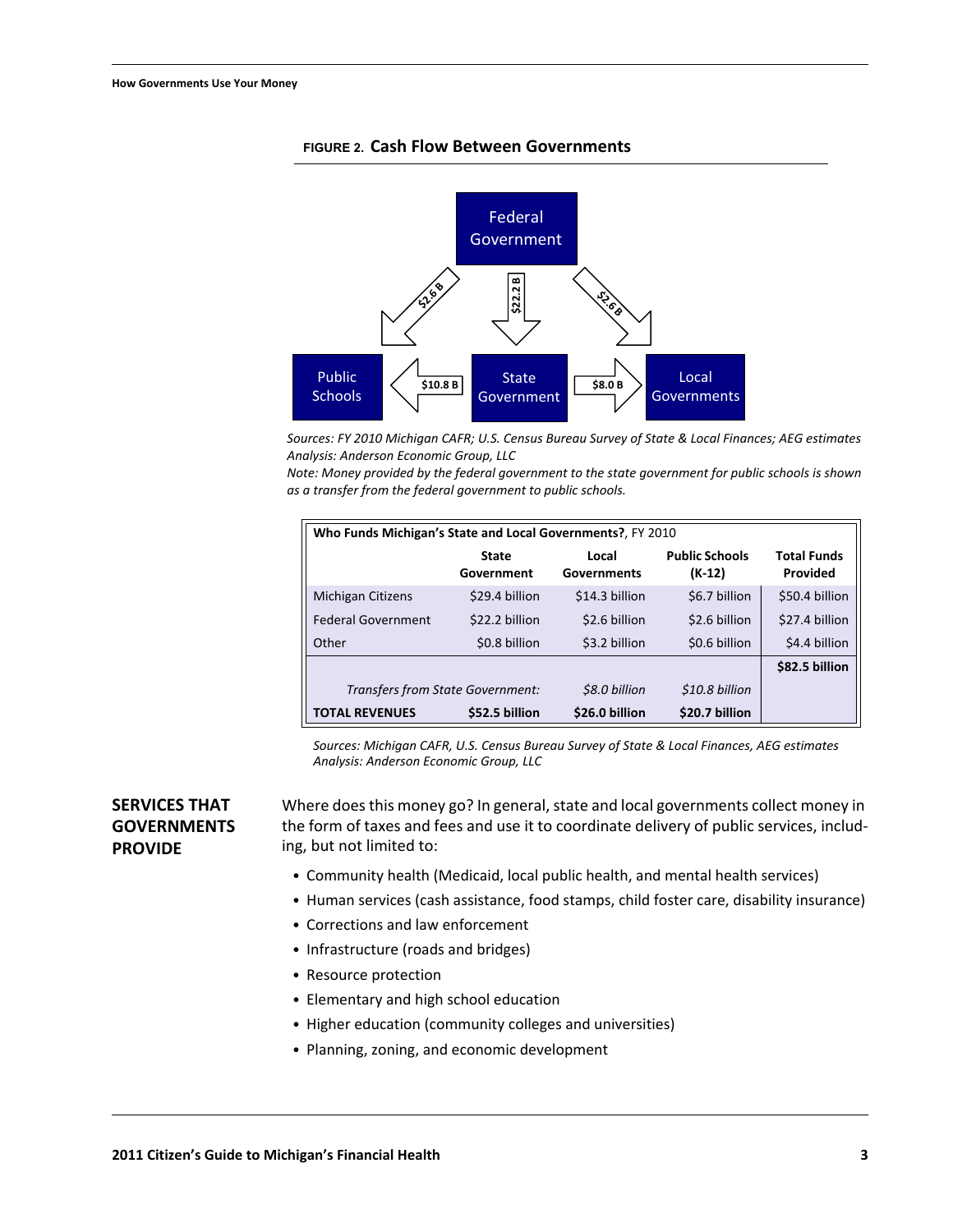**FIGURE 2. Cash Flow Between Governments**

Federal Government

$2.6 B | $22.2 B | $2.6 B

Public Schools ← $10.8 B — State Government — $8.0 B → Local Governments

*Sources: FY 2010 Michigan CAFR; U.S. Census Bureau Survey of State & Local Finances; AEG estimates*
*Analysis: Anderson Economic Group, LLC*
*Note: Money provided by the federal government to the state government for public schools is shown as a transfer from the federal government to public schools.*

**Who Funds Michigan's State and Local Governments?**, FY 2010

| | State Government | Local Governments | Public Schools (K-12) | Total Funds Provided |
|---|---|---|---|---|
| Michigan Citizens | $29.4 billion | $14.3 billion | $6.7 billion | $50.4 billion |
| Federal Government | $22.2 billion | $2.6 billion | $2.6 billion | $27.4 billion |
| Other | $0.8 billion | $3.2 billion | $0.6 billion | $4.4 billion |
| | | | | **$82.5 billion** |
| *Transfers from State Government:* | | *$8.0 billion* | *$10.8 billion* | |
| **TOTAL REVENUES** | **$52.5 billion** | **$26.0 billion** | **$20.7 billion** | |

*Sources: Michigan CAFR, U.S. Census Bureau Survey of State & Local Finances, AEG estimates*
*Analysis: Anderson Economic Group, LLC*

## SERVICES THAT GOVERNMENTS PROVIDE

Where does this money go? In general, state and local governments collect money in the form of taxes and fees and use it to coordinate delivery of public services, including, but not limited to:

- Community health (Medicaid, local public health, and mental health services)
- Human services (cash assistance, food stamps, child foster care, disability insurance)
- Corrections and law enforcement
- Infrastructure (roads and bridges)
- Resource protection
- Elementary and high school education
- Higher education (community colleges and universities)
- Planning, zoning, and economic development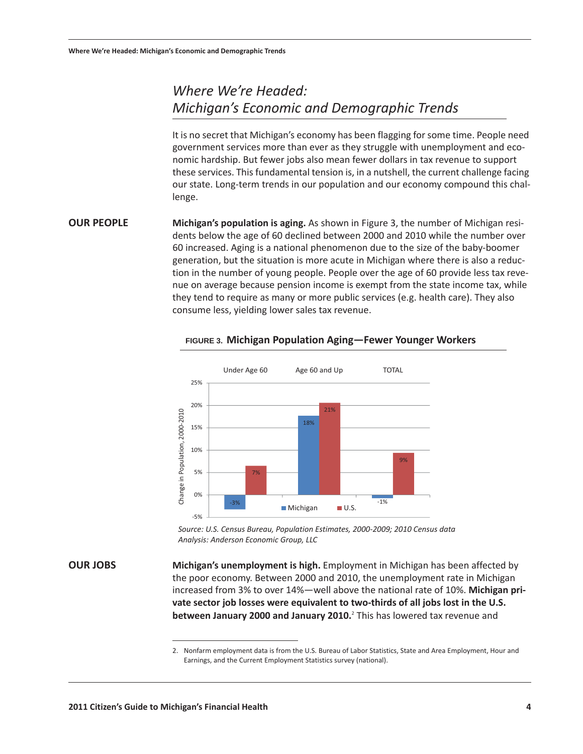# Where We're Headed: Michigan's Economic and Demographic Trends

It is no secret that Michigan's economy has been flagging for some time. People need government services more than ever as they struggle with unemployment and economic hardship. But fewer jobs also mean fewer dollars in tax revenue to support these services. This fundamental tension is, in a nutshell, the current challenge facing our state. Long-term trends in our population and our economy compound this challenge.

## OUR PEOPLE

**Michigan's population is aging.** As shown in Figure 3, the number of Michigan residents below the age of 60 declined between 2000 and 2010 while the number over 60 increased. Aging is a national phenomenon due to the size of the baby-boomer generation, but the situation is more acute in Michigan where there is also a reduction in the number of young people. People over the age of 60 provide less tax revenue on average because pension income is exempt from the state income tax, while they tend to require as many or more public services (e.g. health care). They also consume less, yielding lower sales tax revenue.

**FIGURE 3. Michigan Population Aging—Fewer Younger Workers**

| Change in Population, 2000-2010 | Michigan | U.S. |
|---|---|---|
| Under Age 60 | -3% | 7% |
| Age 60 and Up | 18% | 21% |
| TOTAL | -1% | 9% |

*Source: U.S. Census Bureau, Population Estimates, 2000-2009; 2010 Census data*
*Analysis: Anderson Economic Group, LLC*

## OUR JOBS

**Michigan's unemployment is high.** Employment in Michigan has been affected by the poor economy. Between 2000 and 2010, the unemployment rate in Michigan increased from 3% to over 14%—well above the national rate of 10%. **Michigan private sector job losses were equivalent to two-thirds of all jobs lost in the U.S. between January 2000 and January 2010.**[2] This has lowered tax revenue and

2. Nonfarm employment data is from the U.S. Bureau of Labor Statistics, State and Area Employment, Hour and Earnings, and the Current Employment Statistics survey (national).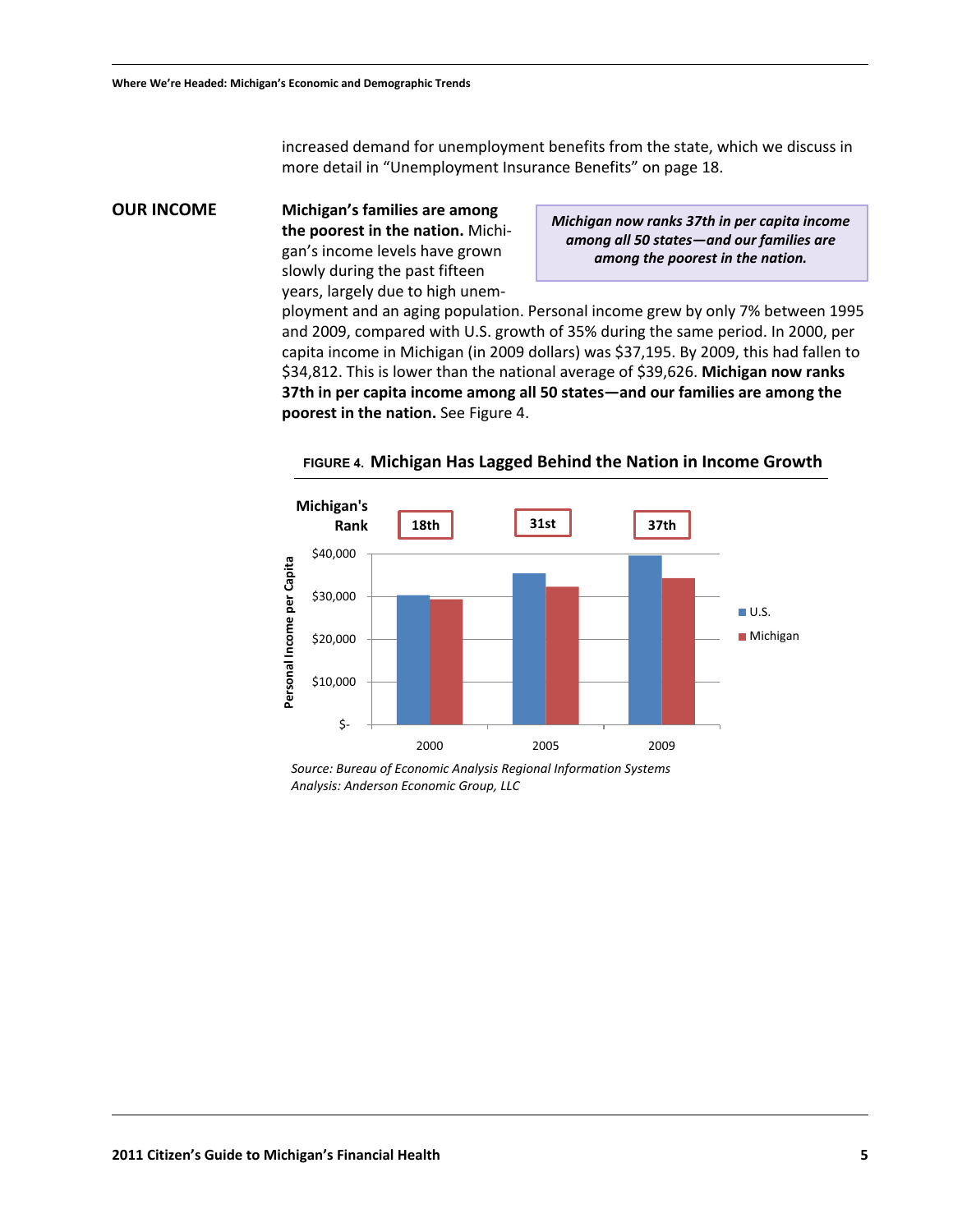increased demand for unemployment benefits from the state, which we discuss in more detail in "Unemployment Insurance Benefits" on page 18.

## OUR INCOME

***Michigan now ranks 37th in per capita income among all 50 states—and our families are among the poorest in the nation.***

**Michigan's families are among the poorest in the nation.** Michigan's income levels have grown slowly during the past fifteen years, largely due to high unemployment and an aging population. Personal income grew by only 7% between 1995 and 2009, compared with U.S. growth of 35% during the same period. In 2000, per capita income in Michigan (in 2009 dollars) was $37,195. By 2009, this had fallen to $34,812. This is lower than the national average of $39,626. **Michigan now ranks 37th in per capita income among all 50 states—and our families are among the poorest in the nation.** See Figure 4.

FIGURE 4. **Michigan Has Lagged Behind the Nation in Income Growth**

| | 2000 | 2005 | 2009 |
|---|---|---|---|
| Michigan's Rank | 18th | 31st | 37th |

*Source: Bureau of Economic Analysis Regional Information Systems*
*Analysis: Anderson Economic Group, LLC*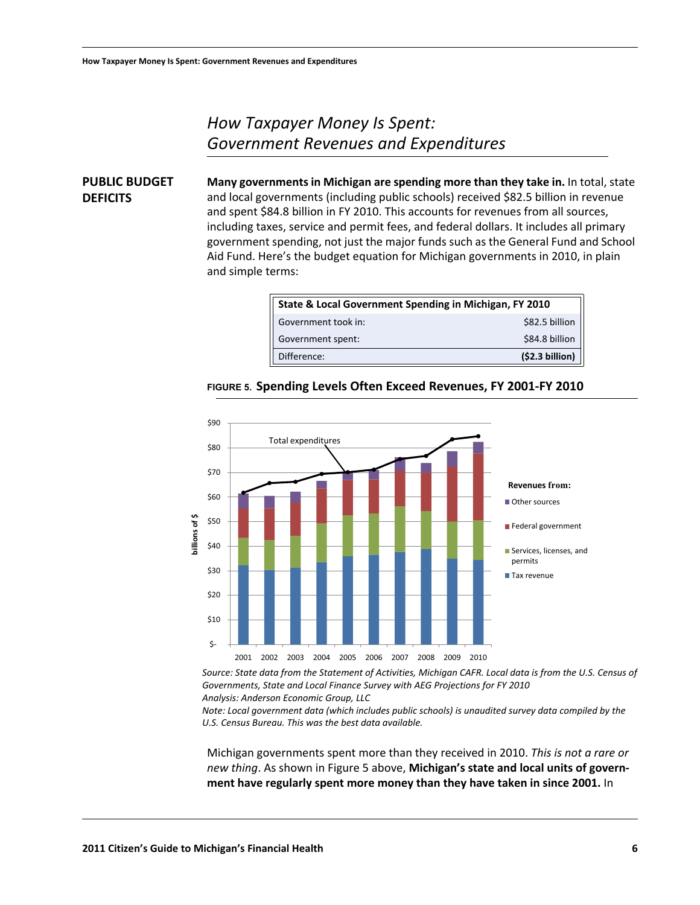# *How Taxpayer Money Is Spent: Government Revenues and Expenditures*

## PUBLIC BUDGET DEFICITS

**Many governments in Michigan are spending more than they take in.** In total, state and local governments (including public schools) received $82.5 billion in revenue and spent $84.8 billion in FY 2010. This accounts for revenues from all sources, including taxes, service and permit fees, and federal dollars. It includes all primary government spending, not just the major funds such as the General Fund and School Aid Fund. Here's the budget equation for Michigan governments in 2010, in plain and simple terms:

| State & Local Government Spending in Michigan, FY 2010 | |
|---|---|
| Government took in: | $82.5 billion |
| Government spent: | $84.8 billion |
| Difference: | **($2.3 billion)** |

**FIGURE 5. Spending Levels Often Exceed Revenues, FY 2001-FY 2010**

*Source: State data from the Statement of Activities, Michigan CAFR. Local data is from the U.S. Census of Governments, State and Local Finance Survey with AEG Projections for FY 2010*
*Analysis: Anderson Economic Group, LLC*
*Note: Local government data (which includes public schools) is unaudited survey data compiled by the U.S. Census Bureau. This was the best data available.*

Michigan governments spent more than they received in 2010. *This is not a rare or new thing*. As shown in Figure 5 above, **Michigan's state and local units of government have regularly spent more money than they have taken in since 2001.** In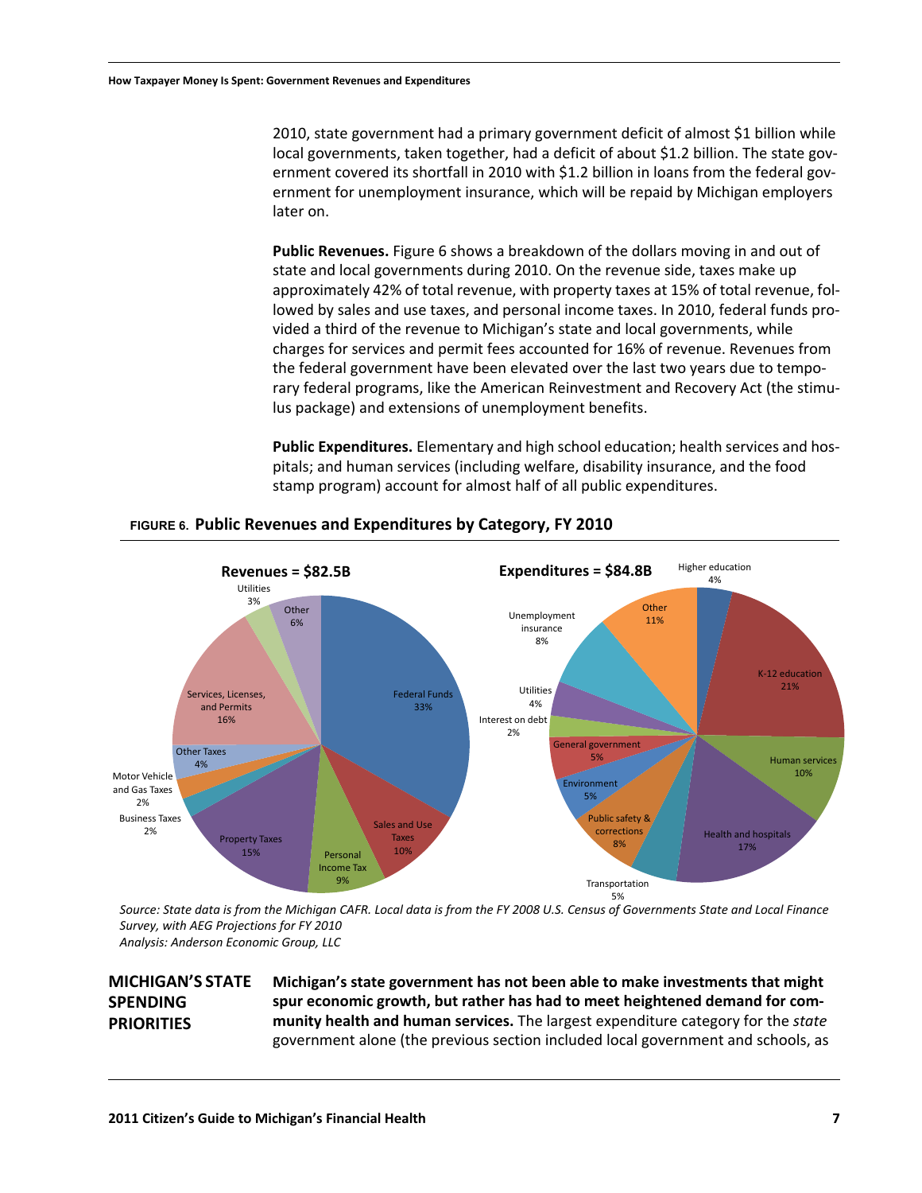2010, state government had a primary government deficit of almost $1 billion while local governments, taken together, had a deficit of about $1.2 billion. The state government covered its shortfall in 2010 with $1.2 billion in loans from the federal government for unemployment insurance, which will be repaid by Michigan employers later on.

**Public Revenues.** Figure 6 shows a breakdown of the dollars moving in and out of state and local governments during 2010. On the revenue side, taxes make up approximately 42% of total revenue, with property taxes at 15% of total revenue, followed by sales and use taxes, and personal income taxes. In 2010, federal funds provided a third of the revenue to Michigan's state and local governments, while charges for services and permit fees accounted for 16% of revenue. Revenues from the federal government have been elevated over the last two years due to temporary federal programs, like the American Reinvestment and Recovery Act (the stimulus package) and extensions of unemployment benefits.

**Public Expenditures.** Elementary and high school education; health services and hospitals; and human services (including welfare, disability insurance, and the food stamp program) account for almost half of all public expenditures.

**FIGURE 6. Public Revenues and Expenditures by Category, FY 2010**

**Revenues = $82.5B**

| Category | Share |
|---|---|
| Federal Funds | 33% |
| Sales and Use Taxes | 10% |
| Personal Income Tax | 9% |
| Property Taxes | 15% |
| Business Taxes | 2% |
| Motor Vehicle and Gas Taxes | 2% |
| Other Taxes | 4% |
| Services, Licenses, and Permits | 16% |
| Utilities | 3% |
| Other | 6% |

**Expenditures = $84.8B**

| Category | Share |
|---|---|
| Higher education | 4% |
| K-12 education | 21% |
| Human services | 10% |
| Health and hospitals | 17% |
| Transportation | 5% |
| Public safety & corrections | 8% |
| Environment | 5% |
| General government | 5% |
| Interest on debt | 2% |
| Utilities | 4% |
| Unemployment insurance | 8% |
| Other | 11% |

*Source: State data is from the Michigan CAFR. Local data is from the FY 2008 U.S. Census of Governments State and Local Finance Survey, with AEG Projections for FY 2010*
*Analysis: Anderson Economic Group, LLC*

## MICHIGAN'S STATE SPENDING PRIORITIES

**Michigan's state government has not been able to make investments that might spur economic growth, but rather has had to meet heightened demand for community health and human services.** The largest expenditure category for the *state* government alone (the previous section included local government and schools, as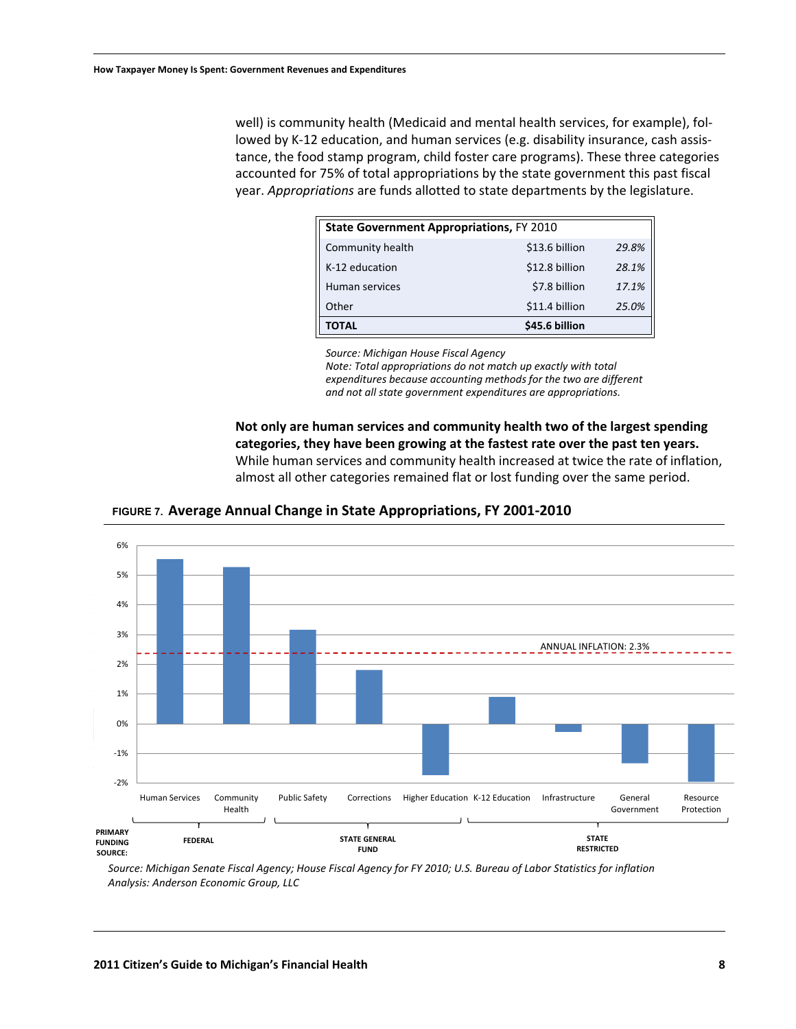well) is community health (Medicaid and mental health services, for example), followed by K-12 education, and human services (e.g. disability insurance, cash assistance, the food stamp program, child foster care programs). These three categories accounted for 75% of total appropriations by the state government this past fiscal year. *Appropriations* are funds allotted to state departments by the legislature.

| **State Government Appropriations,** FY 2010 | | |
|---|---|---|
| Community health | $13.6 billion | *29.8%* |
| K-12 education | $12.8 billion | *28.1%* |
| Human services | $7.8 billion | *17.1%* |
| Other | $11.4 billion | *25.0%* |
| **TOTAL** | **$45.6 billion** | |

*Source: Michigan House Fiscal Agency*
*Note: Total appropriations do not match up exactly with total expenditures because accounting methods for the two are different and not all state government expenditures are appropriations.*

**Not only are human services and community health two of the largest spending categories, they have been growing at the fastest rate over the past ten years.** While human services and community health increased at twice the rate of inflation, almost all other categories remained flat or lost funding over the same period.

FIGURE 7. **Average Annual Change in State Appropriations, FY 2001-2010**

*Source: Michigan Senate Fiscal Agency; House Fiscal Agency for FY 2010; U.S. Bureau of Labor Statistics for inflation*
*Analysis: Anderson Economic Group, LLC*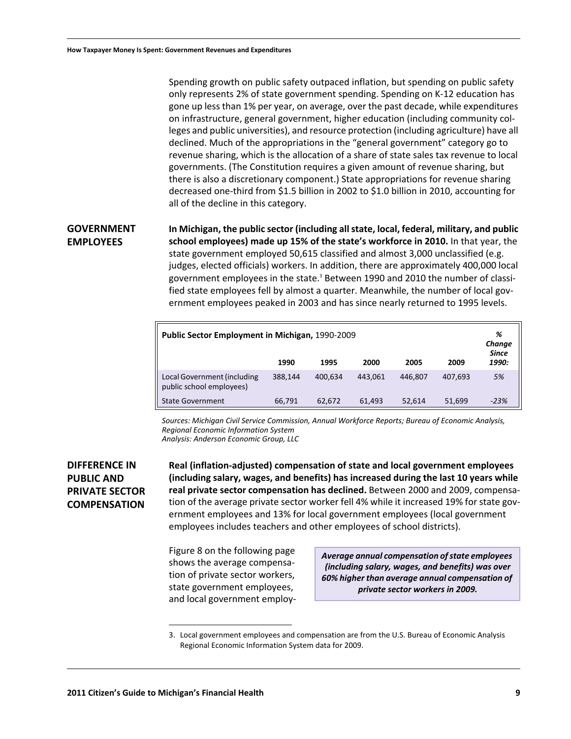Spending growth on public safety outpaced inflation, but spending on public safety only represents 2% of state government spending. Spending on K-12 education has gone up less than 1% per year, on average, over the past decade, while expenditures on infrastructure, general government, higher education (including community colleges and public universities), and resource protection (including agriculture) have all declined. Much of the appropriations in the "general government" category go to revenue sharing, which is the allocation of a share of state sales tax revenue to local governments. (The Constitution requires a given amount of revenue sharing, but there is also a discretionary component.) State appropriations for revenue sharing decreased one-third from $1.5 billion in 2002 to $1.0 billion in 2010, accounting for all of the decline in this category.

## GOVERNMENT EMPLOYEES

**In Michigan, the public sector (including all state, local, federal, military, and public school employees) made up 15% of the state's workforce in 2010.** In that year, the state government employed 50,615 classified and almost 3,000 unclassified (e.g. judges, elected officials) workers. In addition, there are approximately 400,000 local government employees in the state.[3] Between 1990 and 2010 the number of classified state employees fell by almost a quarter. Meanwhile, the number of local government employees peaked in 2003 and has since nearly returned to 1995 levels.

| **Public Sector Employment in Michigan,** 1990-2009 | 1990 | 1995 | 2000 | 2005 | 2009 | *% Change Since 1990:* |
|---|---|---|---|---|---|---|
| Local Government (including public school employees) | 388,144 | 400,634 | 443,061 | 446,807 | 407,693 | *5%* |
| State Government | 66,791 | 62,672 | 61,493 | 52,614 | 51,699 | *-23%* |

*Sources: Michigan Civil Service Commission, Annual Workforce Reports; Bureau of Economic Analysis, Regional Economic Information System*
*Analysis: Anderson Economic Group, LLC*

## DIFFERENCE IN PUBLIC AND PRIVATE SECTOR COMPENSATION

**Real (inflation-adjusted) compensation of state and local government employees (including salary, wages, and benefits) has increased during the last 10 years while real private sector compensation has declined.** Between 2000 and 2009, compensation of the average private sector worker fell 4% while it increased 19% for state government employees and 13% for local government employees (local government employees includes teachers and other employees of school districts).

***Average annual compensation of state employees (including salary, wages, and benefits) was over 60% higher than average annual compensation of private sector workers in 2009.***

Figure 8 on the following page shows the average compensation of private sector workers, state government employees, and local government employ-

3. Local government employees and compensation are from the U.S. Bureau of Economic Analysis Regional Economic Information System data for 2009.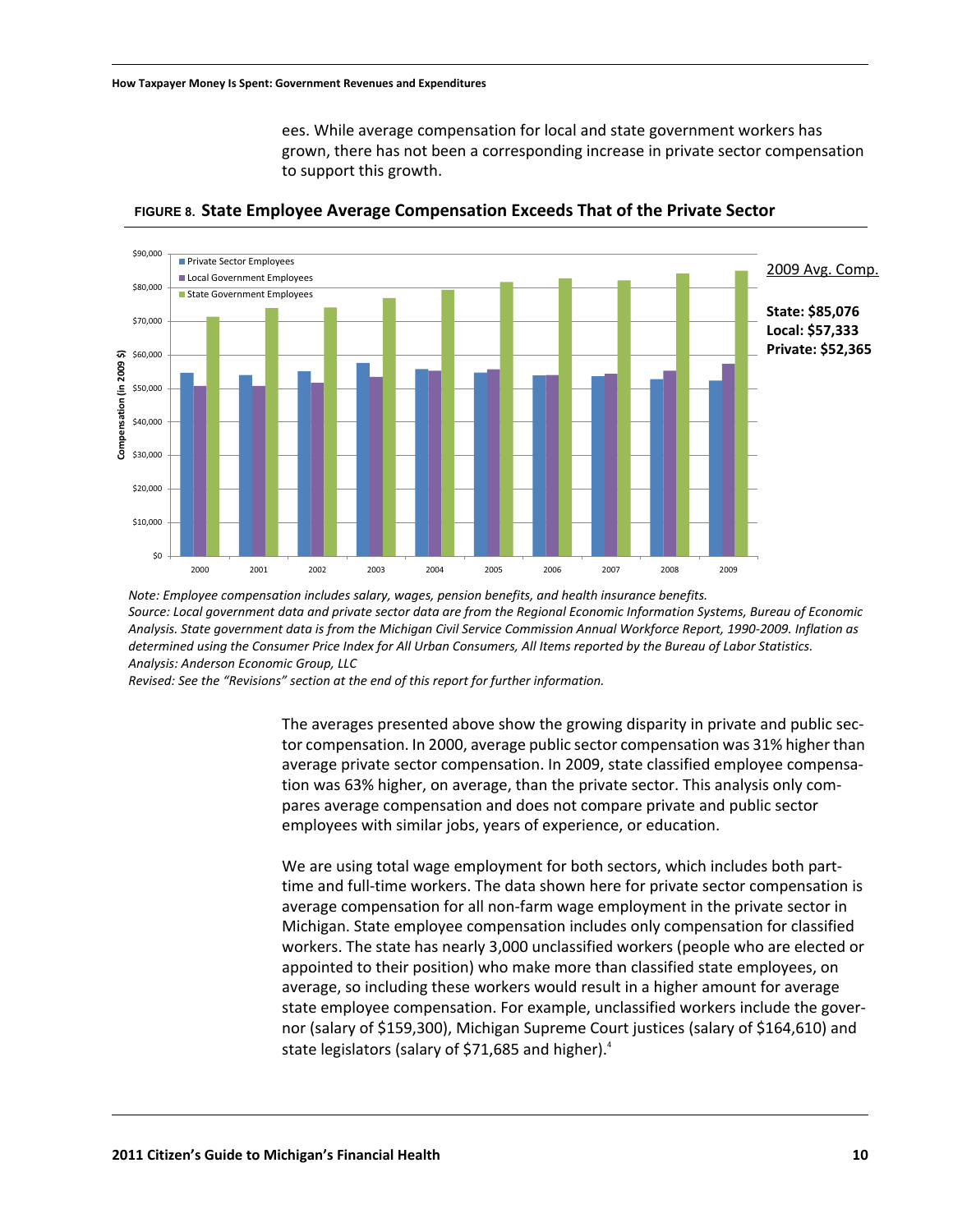ees. While average compensation for local and state government workers has grown, there has not been a corresponding increase in private sector compensation to support this growth.

**FIGURE 8. State Employee Average Compensation Exceeds That of the Private Sector**

2009 Avg. Comp.

**State: $85,076**
**Local: $57,333**
**Private: $52,365**

*Note: Employee compensation includes salary, wages, pension benefits, and health insurance benefits.*
*Source: Local government data and private sector data are from the Regional Economic Information Systems, Bureau of Economic Analysis. State government data is from the Michigan Civil Service Commission Annual Workforce Report, 1990-2009. Inflation as determined using the Consumer Price Index for All Urban Consumers, All Items reported by the Bureau of Labor Statistics.*
*Analysis: Anderson Economic Group, LLC*
*Revised: See the "Revisions" section at the end of this report for further information.*

The averages presented above show the growing disparity in private and public sector compensation. In 2000, average public sector compensation was 31% higher than average private sector compensation. In 2009, state classified employee compensation was 63% higher, on average, than the private sector. This analysis only compares average compensation and does not compare private and public sector employees with similar jobs, years of experience, or education.

We are using total wage employment for both sectors, which includes both part-time and full-time workers. The data shown here for private sector compensation is average compensation for all non-farm wage employment in the private sector in Michigan. State employee compensation includes only compensation for classified workers. The state has nearly 3,000 unclassified workers (people who are elected or appointed to their position) who make more than classified state employees, on average, so including these workers would result in a higher amount for average state employee compensation. For example, unclassified workers include the governor (salary of $159,300), Michigan Supreme Court justices (salary of $164,610) and state legislators (salary of $71,685 and higher).[4]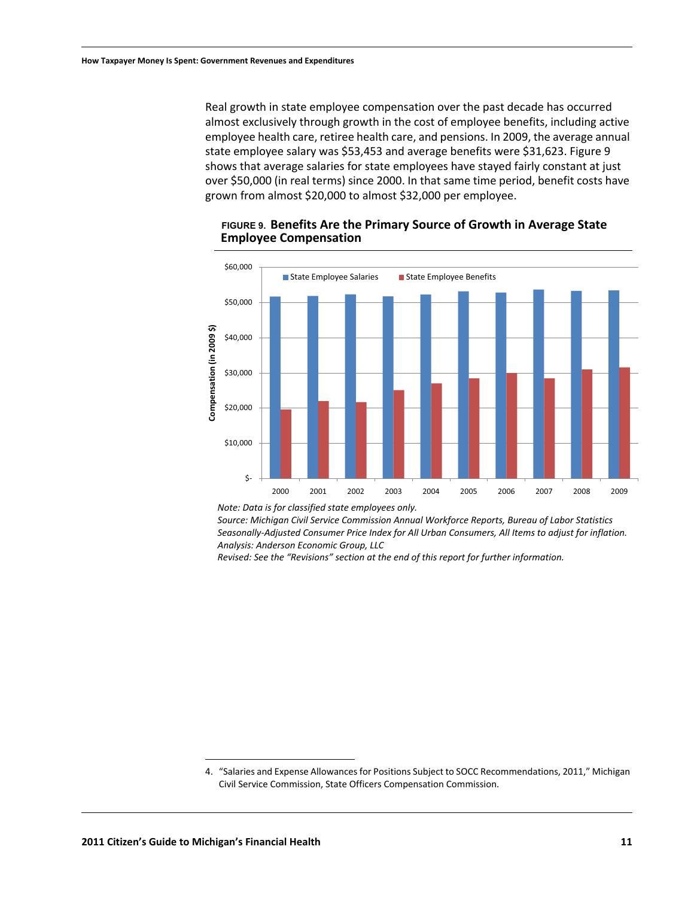Real growth in state employee compensation over the past decade has occurred almost exclusively through growth in the cost of employee benefits, including active employee health care, retiree health care, and pensions. In 2009, the average annual state employee salary was $53,453 and average benefits were $31,623. Figure 9 shows that average salaries for state employees have stayed fairly constant at just over $50,000 (in real terms) since 2000. In that same time period, benefit costs have grown from almost $20,000 to almost $32,000 per employee.

**FIGURE 9. Benefits Are the Primary Source of Growth in Average State Employee Compensation**

*Note: Data is for classified state employees only.*
*Source: Michigan Civil Service Commission Annual Workforce Reports, Bureau of Labor Statistics Seasonally-Adjusted Consumer Price Index for All Urban Consumers, All Items to adjust for inflation.*
*Analysis: Anderson Economic Group, LLC*
*Revised: See the "Revisions" section at the end of this report for further information.*

---

4. "Salaries and Expense Allowances for Positions Subject to SOCC Recommendations, 2011," Michigan Civil Service Commission, State Officers Compensation Commission.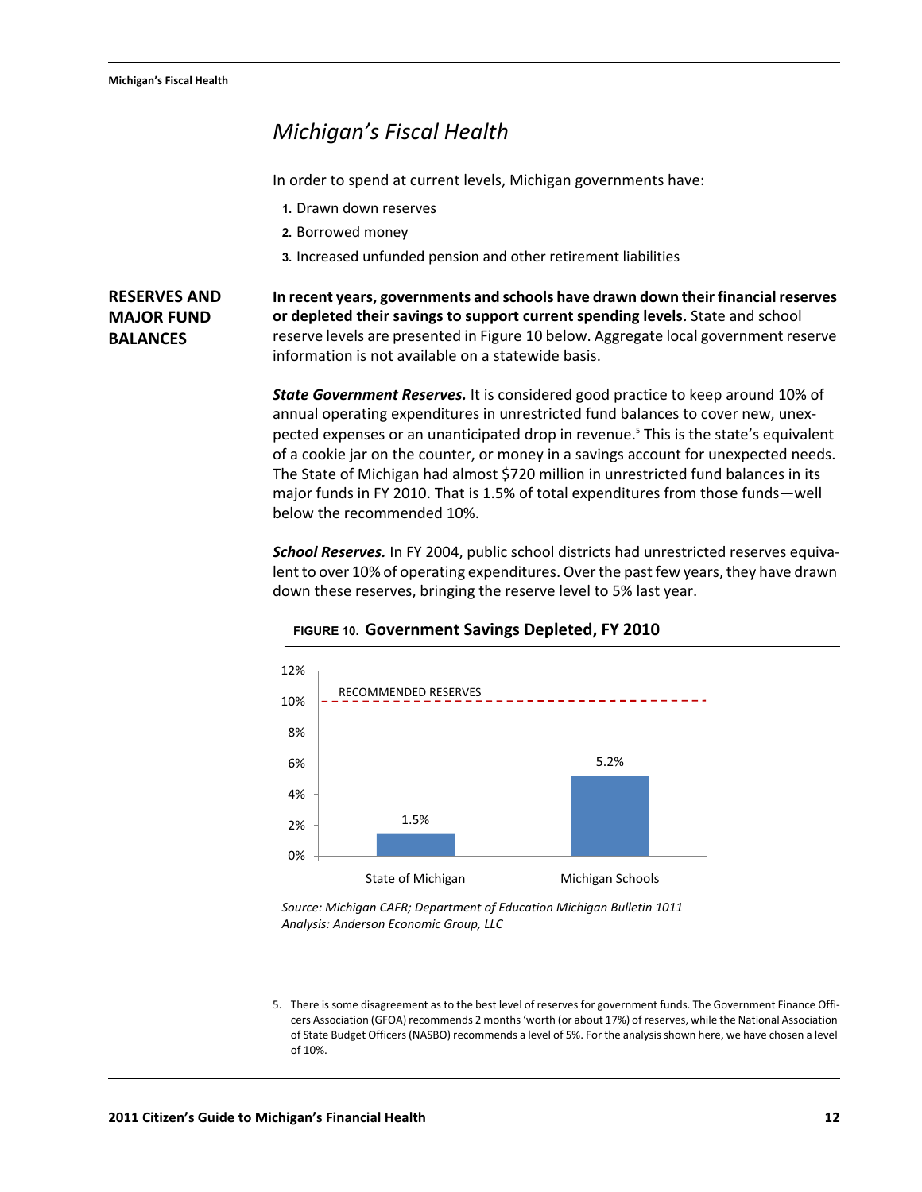# Michigan's Fiscal Health

In order to spend at current levels, Michigan governments have:

1. Drawn down reserves
2. Borrowed money
3. Increased unfunded pension and other retirement liabilities

## RESERVES AND MAJOR FUND BALANCES

**In recent years, governments and schools have drawn down their financial reserves or depleted their savings to support current spending levels.** State and school reserve levels are presented in Figure 10 below. Aggregate local government reserve information is not available on a statewide basis.

***State Government Reserves.*** It is considered good practice to keep around 10% of annual operating expenditures in unrestricted fund balances to cover new, unexpected expenses or an unanticipated drop in revenue.[5] This is the state's equivalent of a cookie jar on the counter, or money in a savings account for unexpected needs. The State of Michigan had almost $720 million in unrestricted fund balances in its major funds in FY 2010. That is 1.5% of total expenditures from those funds—well below the recommended 10%.

***School Reserves.*** In FY 2004, public school districts had unrestricted reserves equivalent to over 10% of operating expenditures. Over the past few years, they have drawn down these reserves, bringing the reserve level to 5% last year.

**FIGURE 10. Government Savings Depleted, FY 2010**

| | Reserves (% of expenditures) |
|---|---|
| State of Michigan | 1.5% |
| Michigan Schools | 5.2% |
| Recommended Reserves | 10% |

*Source: Michigan CAFR; Department of Education Michigan Bulletin 1011*
*Analysis: Anderson Economic Group, LLC*

5. There is some disagreement as to the best level of reserves for government funds. The Government Finance Officers Association (GFOA) recommends 2 months 'worth (or about 17%) of reserves, while the National Association of State Budget Officers (NASBO) recommends a level of 5%. For the analysis shown here, we have chosen a level of 10%.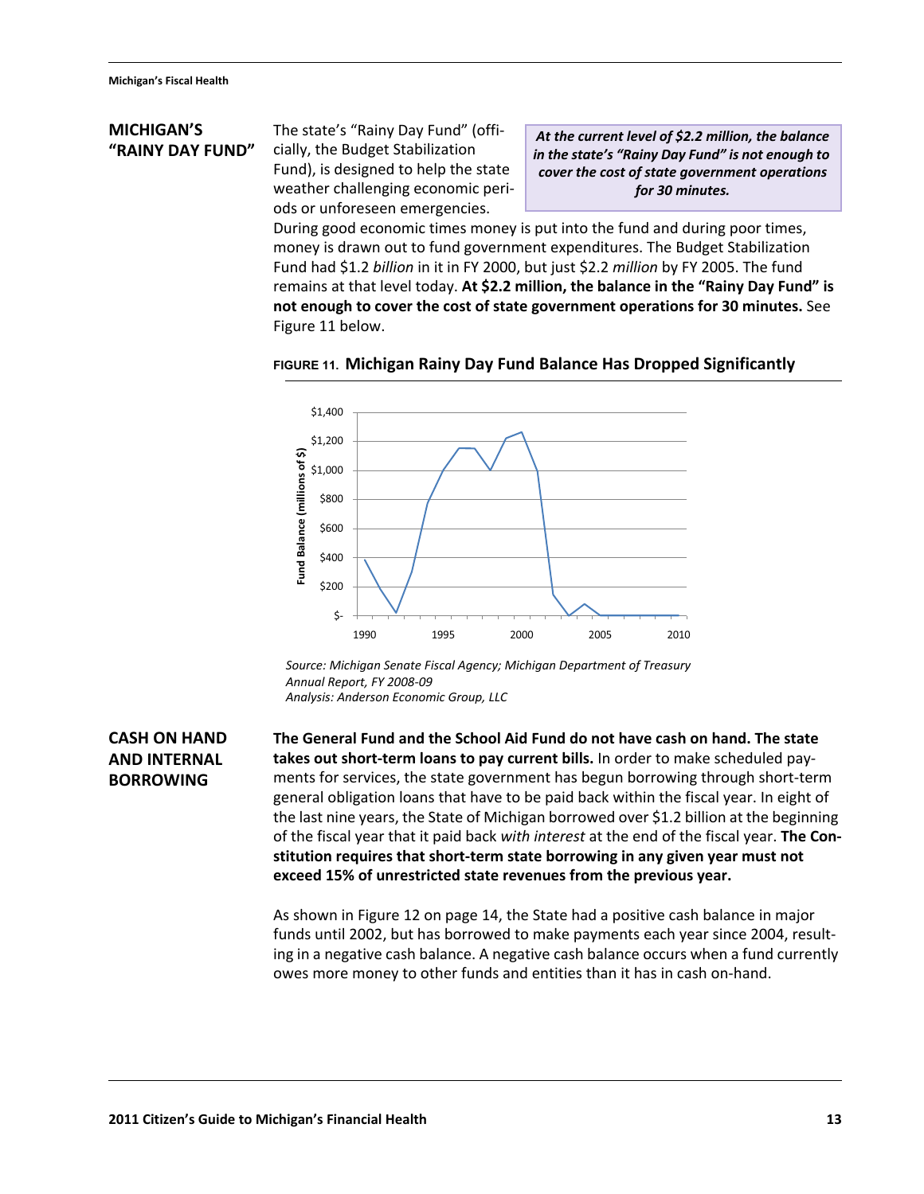## MICHIGAN'S "RAINY DAY FUND"

The state's "Rainy Day Fund" (officially, the Budget Stabilization Fund), is designed to help the state weather challenging economic periods or unforeseen emergencies.

> ***At the current level of $2.2 million, the balance in the state's "Rainy Day Fund" is not enough to cover the cost of state government operations for 30 minutes.***

During good economic times money is put into the fund and during poor times, money is drawn out to fund government expenditures. The Budget Stabilization Fund had $1.2 *billion* in it in FY 2000, but just $2.2 *million* by FY 2005. The fund remains at that level today. **At $2.2 million, the balance in the "Rainy Day Fund" is not enough to cover the cost of state government operations for 30 minutes.** See Figure 11 below.

**FIGURE 11. Michigan Rainy Day Fund Balance Has Dropped Significantly**

*Source: Michigan Senate Fiscal Agency; Michigan Department of Treasury Annual Report, FY 2008-09*
*Analysis: Anderson Economic Group, LLC*

## CASH ON HAND AND INTERNAL BORROWING

**The General Fund and the School Aid Fund do not have cash on hand. The state takes out short-term loans to pay current bills.** In order to make scheduled payments for services, the state government has begun borrowing through short-term general obligation loans that have to be paid back within the fiscal year. In eight of the last nine years, the State of Michigan borrowed over $1.2 billion at the beginning of the fiscal year that it paid back *with interest* at the end of the fiscal year. **The Constitution requires that short-term state borrowing in any given year must not exceed 15% of unrestricted state revenues from the previous year.**

As shown in Figure 12 on page 14, the State had a positive cash balance in major funds until 2002, but has borrowed to make payments each year since 2004, resulting in a negative cash balance. A negative cash balance occurs when a fund currently owes more money to other funds and entities than it has in cash on-hand.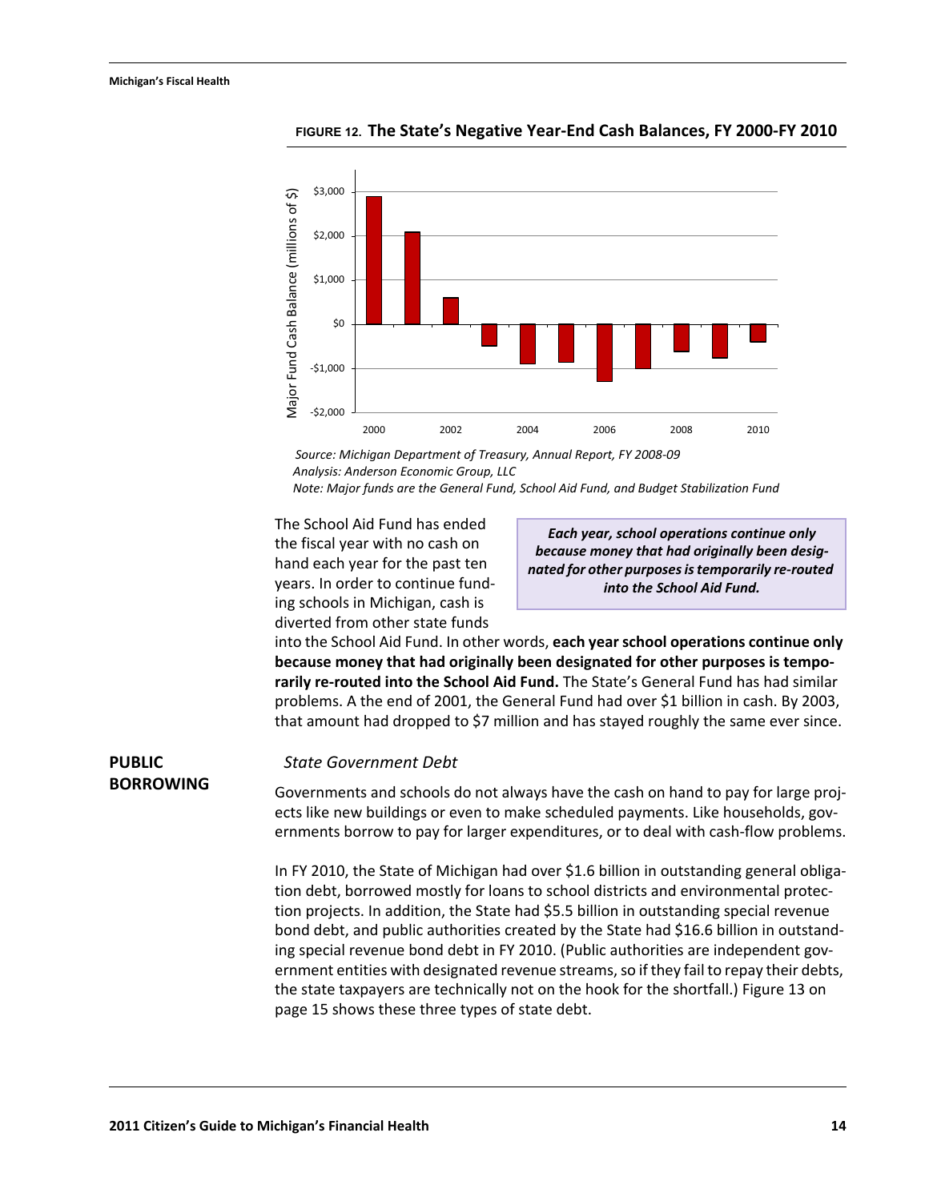**FIGURE 12. The State's Negative Year-End Cash Balances, FY 2000-FY 2010**

*Source: Michigan Department of Treasury, Annual Report, FY 2008-09*
*Analysis: Anderson Economic Group, LLC*
*Note: Major funds are the General Fund, School Aid Fund, and Budget Stabilization Fund*

> ***Each year, school operations continue only because money that had originally been designated for other purposes is temporarily re-routed into the School Aid Fund.***

The School Aid Fund has ended the fiscal year with no cash on hand each year for the past ten years. In order to continue funding schools in Michigan, cash is diverted from other state funds into the School Aid Fund. In other words, **each year school operations continue only because money that had originally been designated for other purposes is temporarily re-routed into the School Aid Fund.** The State's General Fund has had similar problems. A the end of 2001, the General Fund had over $1 billion in cash. By 2003, that amount had dropped to $7 million and has stayed roughly the same ever since.

## PUBLIC BORROWING

### *State Government Debt*

Governments and schools do not always have the cash on hand to pay for large projects like new buildings or even to make scheduled payments. Like households, governments borrow to pay for larger expenditures, or to deal with cash-flow problems.

In FY 2010, the State of Michigan had over $1.6 billion in outstanding general obligation debt, borrowed mostly for loans to school districts and environmental protection projects. In addition, the State had $5.5 billion in outstanding special revenue bond debt, and public authorities created by the State had $16.6 billion in outstanding special revenue bond debt in FY 2010. (Public authorities are independent government entities with designated revenue streams, so if they fail to repay their debts, the state taxpayers are technically not on the hook for the shortfall.) Figure 13 on page 15 shows these three types of state debt.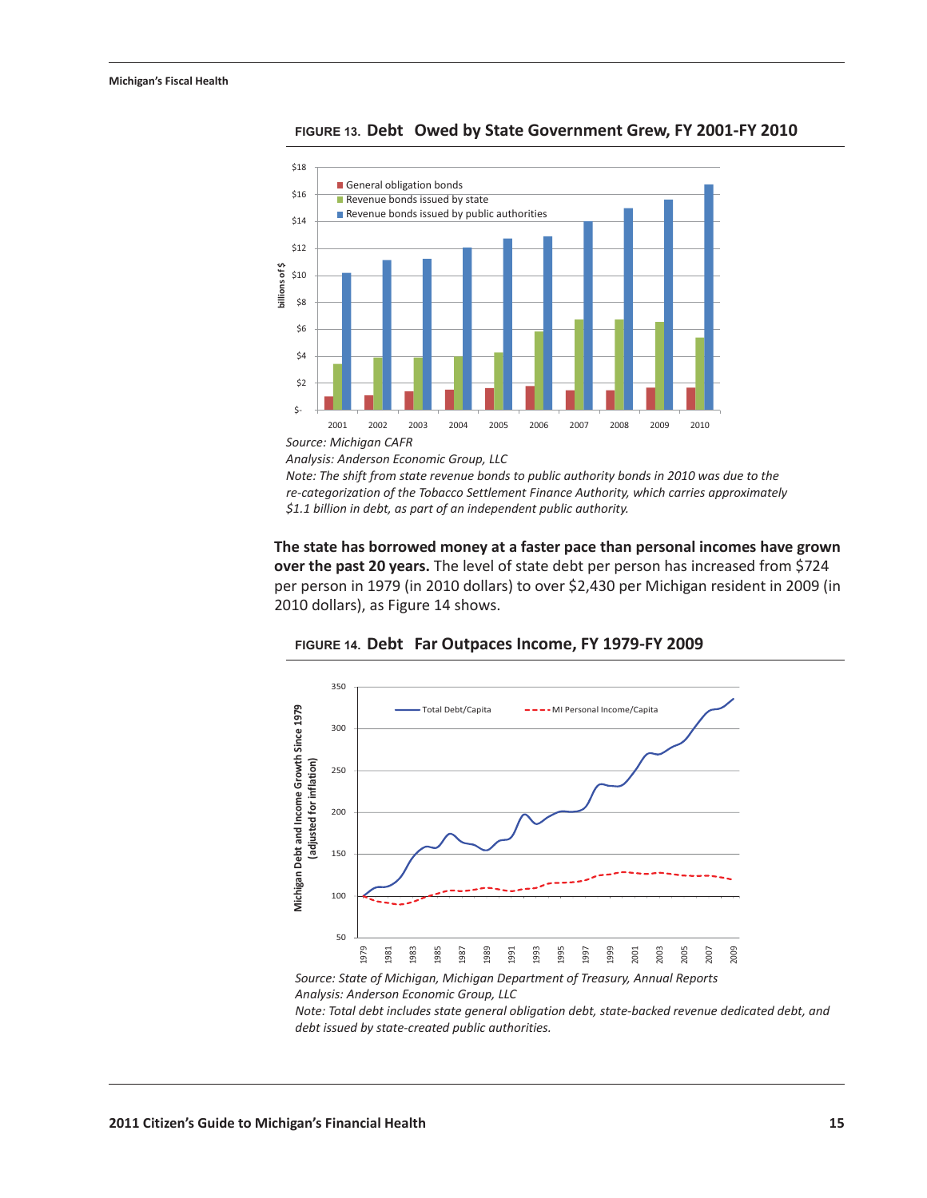**FIGURE 13. Debt Owed by State Government Grew, FY 2001-FY 2010**

Source: Michigan CAFR

Analysis: Anderson Economic Group, LLC

Note: The shift from state revenue bonds to public authority bonds in 2010 was due to the re-categorization of the Tobacco Settlement Finance Authority, which carries approximately $1.1 billion in debt, as part of an independent public authority.

**The state has borrowed money at a faster pace than personal incomes have grown over the past 20 years.** The level of state debt per person has increased from $724 per person in 1979 (in 2010 dollars) to over $2,430 per Michigan resident in 2009 (in 2010 dollars), as Figure 14 shows.

**FIGURE 14. Debt Far Outpaces Income, FY 1979-FY 2009**

*Source: State of Michigan, Michigan Department of Treasury, Annual Reports*

*Analysis: Anderson Economic Group, LLC*

*Note: Total debt includes state general obligation debt, state-backed revenue dedicated debt, and debt issued by state-created public authorities.*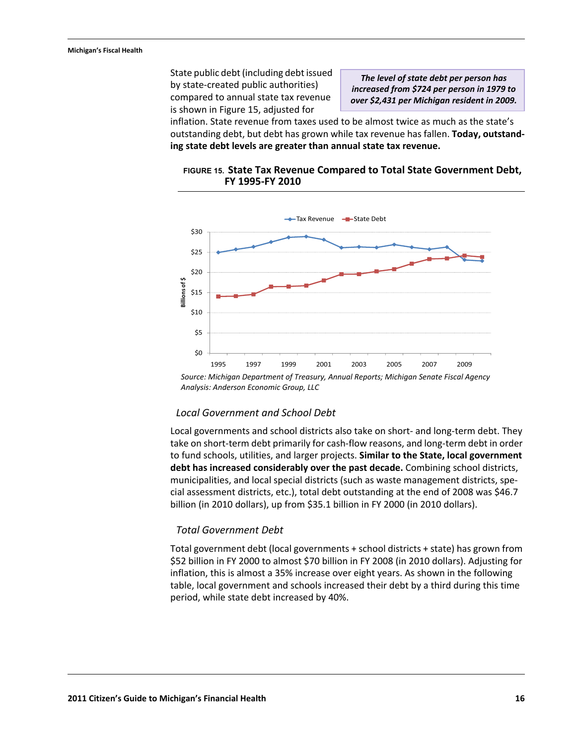State public debt (including debt issued by state-created public authorities) compared to annual state tax revenue is shown in Figure 15, adjusted for inflation. State revenue from taxes used to be almost twice as much as the state's outstanding debt, but debt has grown while tax revenue has fallen. **Today, outstanding state debt levels are greater than annual state tax revenue.**

***The level of state debt per person has increased from $724 per person in 1979 to over $2,431 per Michigan resident in 2009.***

**FIGURE 15. State Tax Revenue Compared to Total State Government Debt, FY 1995-FY 2010**

*Source: Michigan Department of Treasury, Annual Reports; Michigan Senate Fiscal Agency*
*Analysis: Anderson Economic Group, LLC*

### *Local Government and School Debt*

Local governments and school districts also take on short- and long-term debt. They take on short-term debt primarily for cash-flow reasons, and long-term debt in order to fund schools, utilities, and larger projects. **Similar to the State, local government debt has increased considerably over the past decade.** Combining school districts, municipalities, and local special districts (such as waste management districts, special assessment districts, etc.), total debt outstanding at the end of 2008 was $46.7 billion (in 2010 dollars), up from $35.1 billion in FY 2000 (in 2010 dollars).

### *Total Government Debt*

Total government debt (local governments + school districts + state) has grown from $52 billion in FY 2000 to almost $70 billion in FY 2008 (in 2010 dollars). Adjusting for inflation, this is almost a 35% increase over eight years. As shown in the following table, local government and schools increased their debt by a third during this time period, while state debt increased by 40%.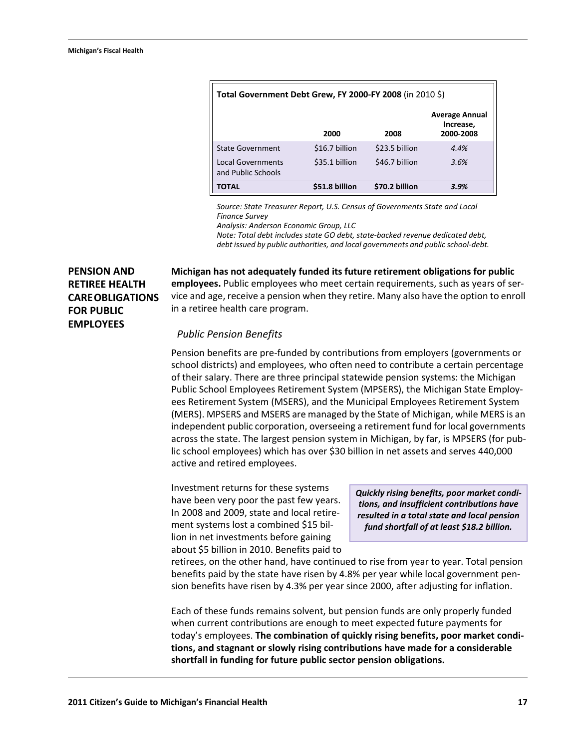**Total Government Debt Grew, FY 2000-FY 2008** (in 2010 $)

| | 2000 | 2008 | Average Annual Increase, 2000-2008 |
|---|---|---|---|
| State Government | $16.7 billion | $23.5 billion | *4.4%* |
| Local Governments and Public Schools | $35.1 billion | $46.7 billion | *3.6%* |
| **TOTAL** | **$51.8 billion** | **$70.2 billion** | ***3.9%*** |

*Source: State Treasurer Report, U.S. Census of Governments State and Local Finance Survey*
*Analysis: Anderson Economic Group, LLC*
*Note: Total debt includes state GO debt, state-backed revenue dedicated debt, debt issued by public authorities, and local governments and public school-debt.*

## PENSION AND RETIREE HEALTH CARE OBLIGATIONS FOR PUBLIC EMPLOYEES

**Michigan has not adequately funded its future retirement obligations for public employees.** Public employees who meet certain requirements, such as years of service and age, receive a pension when they retire. Many also have the option to enroll in a retiree health care program.

### *Public Pension Benefits*

Pension benefits are pre-funded by contributions from employers (governments or school districts) and employees, who often need to contribute a certain percentage of their salary. There are three principal statewide pension systems: the Michigan Public School Employees Retirement System (MPSERS), the Michigan State Employees Retirement System (MSERS), and the Municipal Employees Retirement System (MERS). MPSERS and MSERS are managed by the State of Michigan, while MERS is an independent public corporation, overseeing a retirement fund for local governments across the state. The largest pension system in Michigan, by far, is MPSERS (for public school employees) which has over $30 billion in net assets and serves 440,000 active and retired employees.

***Quickly rising benefits, poor market conditions, and insufficient contributions have resulted in a total state and local pension fund shortfall of at least $18.2 billion.***

Investment returns for these systems have been very poor the past few years. In 2008 and 2009, state and local retirement systems lost a combined $15 billion in net investments before gaining about $5 billion in 2010. Benefits paid to retirees, on the other hand, have continued to rise from year to year. Total pension benefits paid by the state have risen by 4.8% per year while local government pension benefits have risen by 4.3% per year since 2000, after adjusting for inflation.

Each of these funds remains solvent, but pension funds are only properly funded when current contributions are enough to meet expected future payments for today's employees. **The combination of quickly rising benefits, poor market conditions, and stagnant or slowly rising contributions have made for a considerable shortfall in funding for future public sector pension obligations.**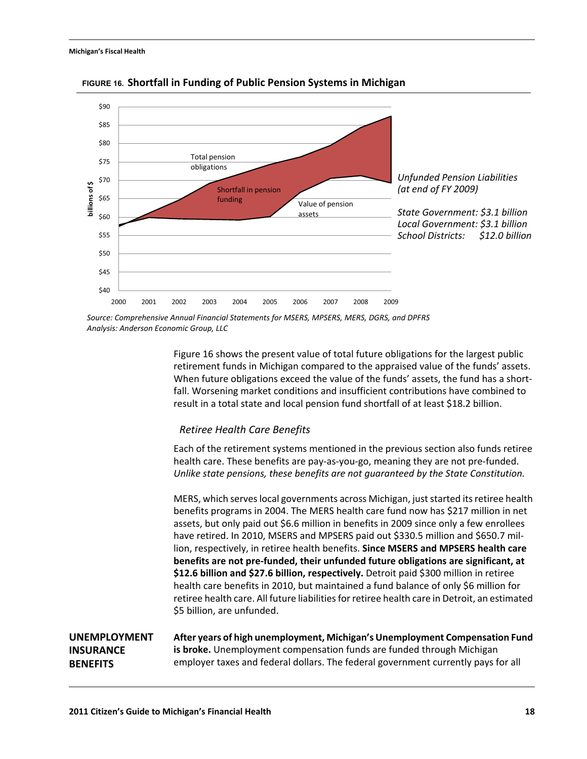**FIGURE 16. Shortfall in Funding of Public Pension Systems in Michigan**

*Unfunded Pension Liabilities (at end of FY 2009)*

*State Government: $3.1 billion*
*Local Government: $3.1 billion*
*School Districts: $12.0 billion*

*Source: Comprehensive Annual Financial Statements for MSERS, MPSERS, MERS, DGRS, and DPFRS*
*Analysis: Anderson Economic Group, LLC*

Figure 16 shows the present value of total future obligations for the largest public retirement funds in Michigan compared to the appraised value of the funds' assets. When future obligations exceed the value of the funds' assets, the fund has a shortfall. Worsening market conditions and insufficient contributions have combined to result in a total state and local pension fund shortfall of at least $18.2 billion.

### *Retiree Health Care Benefits*

Each of the retirement systems mentioned in the previous section also funds retiree health care. These benefits are pay-as-you-go, meaning they are not pre-funded. *Unlike state pensions, these benefits are not guaranteed by the State Constitution.*

MERS, which serves local governments across Michigan, just started its retiree health benefits programs in 2004. The MERS health care fund now has $217 million in net assets, but only paid out $6.6 million in benefits in 2009 since only a few enrollees have retired. In 2010, MSERS and MPSERS paid out $330.5 million and $650.7 million, respectively, in retiree health benefits. **Since MSERS and MPSERS health care benefits are not pre-funded, their unfunded future obligations are significant, at $12.6 billion and $27.6 billion, respectively.** Detroit paid $300 million in retiree health care benefits in 2010, but maintained a fund balance of only $6 million for retiree health care. All future liabilities for retiree health care in Detroit, an estimated $5 billion, are unfunded.

## UNEMPLOYMENT INSURANCE BENEFITS

**After years of high unemployment, Michigan's Unemployment Compensation Fund is broke.** Unemployment compensation funds are funded through Michigan employer taxes and federal dollars. The federal government currently pays for all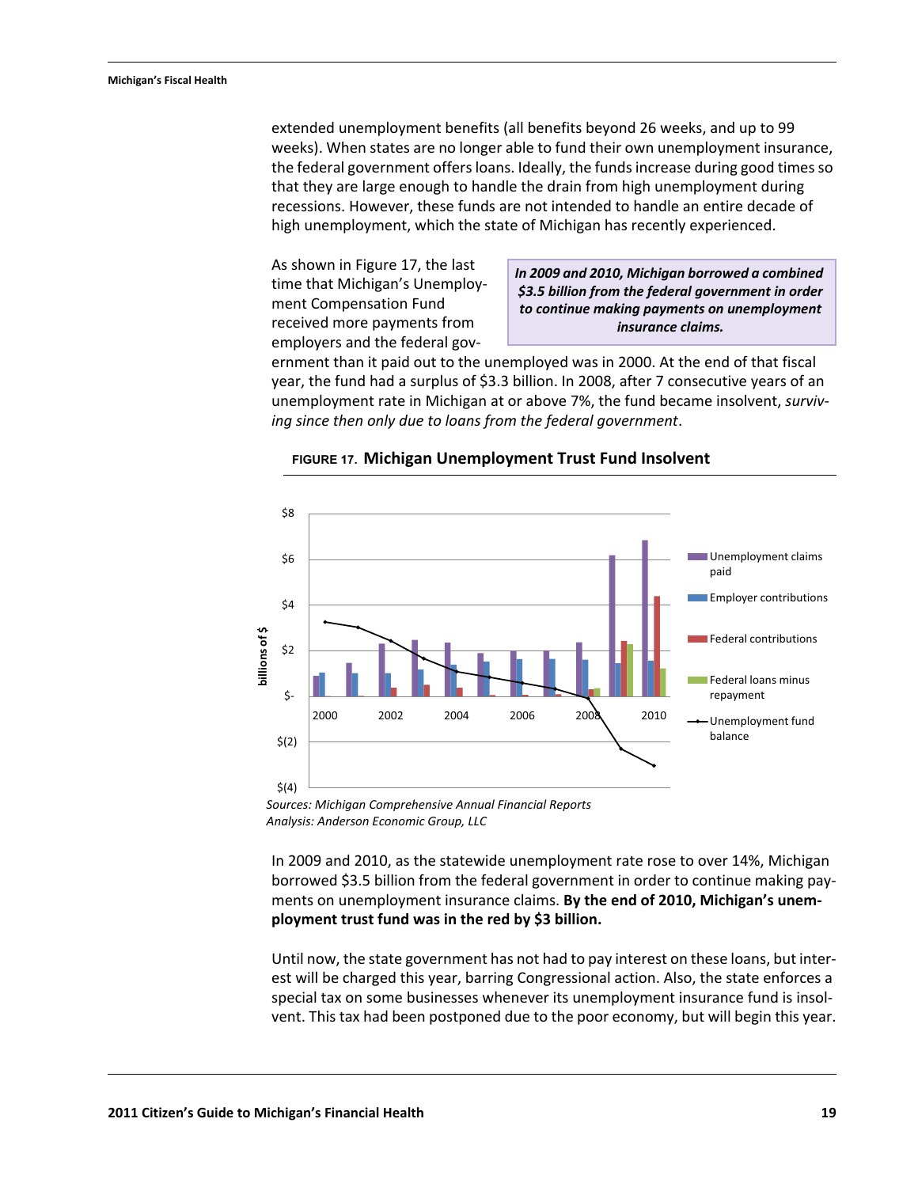extended unemployment benefits (all benefits beyond 26 weeks, and up to 99 weeks). When states are no longer able to fund their own unemployment insurance, the federal government offers loans. Ideally, the funds increase during good times so that they are large enough to handle the drain from high unemployment during recessions. However, these funds are not intended to handle an entire decade of high unemployment, which the state of Michigan has recently experienced.

> ***In 2009 and 2010, Michigan borrowed a combined $3.5 billion from the federal government in order to continue making payments on unemployment insurance claims.***

As shown in Figure 17, the last time that Michigan's Unemployment Compensation Fund received more payments from employers and the federal government than it paid out to the unemployed was in 2000. At the end of that fiscal year, the fund had a surplus of $3.3 billion. In 2008, after 7 consecutive years of an unemployment rate in Michigan at or above 7%, the fund became insolvent, *surviving since then only due to loans from the federal government*.

**FIGURE 17. Michigan Unemployment Trust Fund Insolvent**

*Sources: Michigan Comprehensive Annual Financial Reports*
*Analysis: Anderson Economic Group, LLC*

In 2009 and 2010, as the statewide unemployment rate rose to over 14%, Michigan borrowed $3.5 billion from the federal government in order to continue making payments on unemployment insurance claims. **By the end of 2010, Michigan's unemployment trust fund was in the red by $3 billion.**

Until now, the state government has not had to pay interest on these loans, but interest will be charged this year, barring Congressional action. Also, the state enforces a special tax on some businesses whenever its unemployment insurance fund is insolvent. This tax had been postponed due to the poor economy, but will begin this year.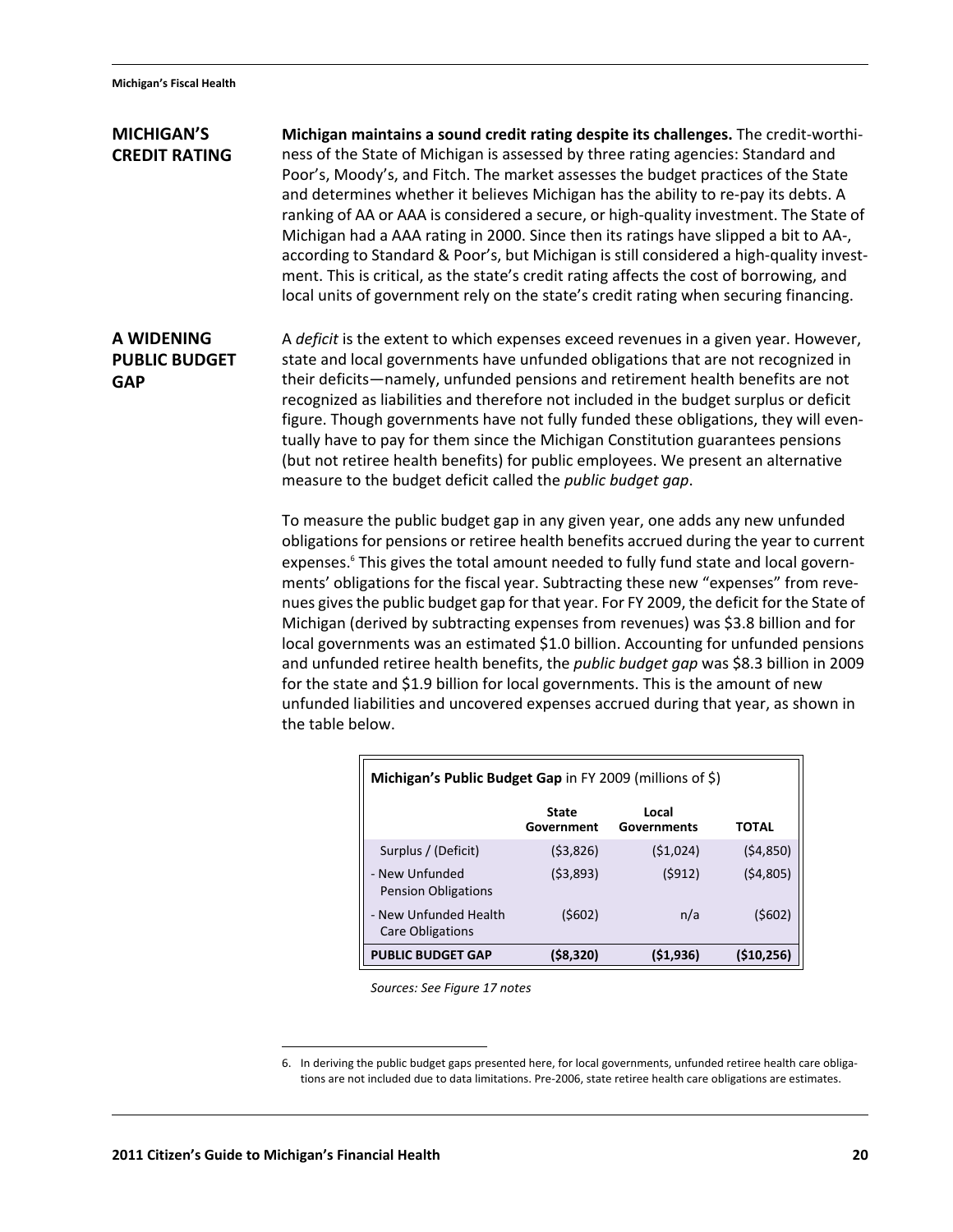## MICHIGAN'S CREDIT RATING

**Michigan maintains a sound credit rating despite its challenges.** The credit-worthiness of the State of Michigan is assessed by three rating agencies: Standard and Poor's, Moody's, and Fitch. The market assesses the budget practices of the State and determines whether it believes Michigan has the ability to re-pay its debts. A ranking of AA or AAA is considered a secure, or high-quality investment. The State of Michigan had a AAA rating in 2000. Since then its ratings have slipped a bit to AA-, according to Standard & Poor's, but Michigan is still considered a high-quality investment. This is critical, as the state's credit rating affects the cost of borrowing, and local units of government rely on the state's credit rating when securing financing.

## A WIDENING PUBLIC BUDGET GAP

A *deficit* is the extent to which expenses exceed revenues in a given year. However, state and local governments have unfunded obligations that are not recognized in their deficits—namely, unfunded pensions and retirement health benefits are not recognized as liabilities and therefore not included in the budget surplus or deficit figure. Though governments have not fully funded these obligations, they will eventually have to pay for them since the Michigan Constitution guarantees pensions (but not retiree health benefits) for public employees. We present an alternative measure to the budget deficit called the *public budget gap*.

To measure the public budget gap in any given year, one adds any new unfunded obligations for pensions or retiree health benefits accrued during the year to current expenses.[6] This gives the total amount needed to fully fund state and local governments' obligations for the fiscal year. Subtracting these new "expenses" from revenues gives the public budget gap for that year. For FY 2009, the deficit for the State of Michigan (derived by subtracting expenses from revenues) was $3.8 billion and for local governments was an estimated $1.0 billion. Accounting for unfunded pensions and unfunded retiree health benefits, the *public budget gap* was $8.3 billion in 2009 for the state and $1.9 billion for local governments. This is the amount of new unfunded liabilities and uncovered expenses accrued during that year, as shown in the table below.

**Michigan's Public Budget Gap** in FY 2009 (millions of $)

| | State Government | Local Governments | TOTAL |
|---|---|---|---|
| Surplus / (Deficit) | ($3,826) | ($1,024) | ($4,850) |
| - New Unfunded Pension Obligations | ($3,893) | ($912) | ($4,805) |
| - New Unfunded Health Care Obligations | ($602) | n/a | ($602) |
| **PUBLIC BUDGET GAP** | **($8,320)** | **($1,936)** | **($10,256)** |

*Sources: See Figure 17 notes*

6. In deriving the public budget gaps presented here, for local governments, unfunded retiree health care obligations are not included due to data limitations. Pre-2006, state retiree health care obligations are estimates.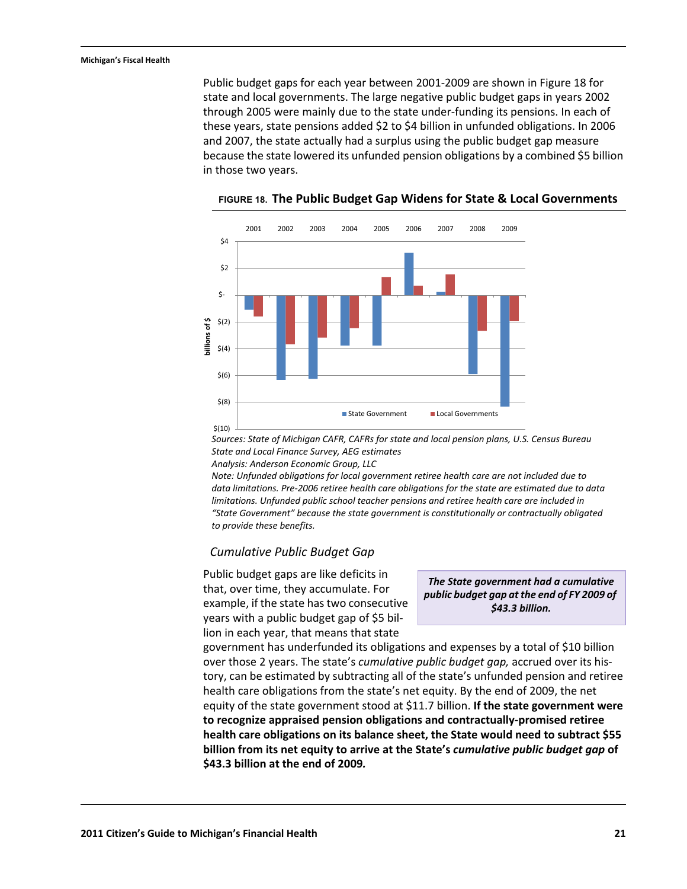Public budget gaps for each year between 2001-2009 are shown in Figure 18 for state and local governments. The large negative public budget gaps in years 2002 through 2005 were mainly due to the state under-funding its pensions. In each of these years, state pensions added $2 to $4 billion in unfunded obligations. In 2006 and 2007, the state actually had a surplus using the public budget gap measure because the state lowered its unfunded pension obligations by a combined $5 billion in those two years.

**FIGURE 18. The Public Budget Gap Widens for State & Local Governments**

*Sources: State of Michigan CAFR, CAFRs for state and local pension plans, U.S. Census Bureau State and Local Finance Survey, AEG estimates*
*Analysis: Anderson Economic Group, LLC*
*Note: Unfunded obligations for local government retiree health care are not included due to data limitations. Pre-2006 retiree health care obligations for the state are estimated due to data limitations. Unfunded public school teacher pensions and retiree health care are included in "State Government" because the state government is constitutionally or contractually obligated to provide these benefits.*

### *Cumulative Public Budget Gap*

> ***The State government had a cumulative public budget gap at the end of FY 2009 of $43.3 billion.***

Public budget gaps are like deficits in that, over time, they accumulate. For example, if the state has two consecutive years with a public budget gap of $5 billion in each year, that means that state government has underfunded its obligations and expenses by a total of $10 billion over those 2 years. The state's *cumulative public budget gap,* accrued over its history, can be estimated by subtracting all of the state's unfunded pension and retiree health care obligations from the state's net equity. By the end of 2009, the net equity of the state government stood at $11.7 billion. **If the state government were to recognize appraised pension obligations and contractually-promised retiree health care obligations on its balance sheet, the State would need to subtract $55 billion from its net equity to arrive at the State's *cumulative public budget gap* of $43.3 billion at the end of 2009*.***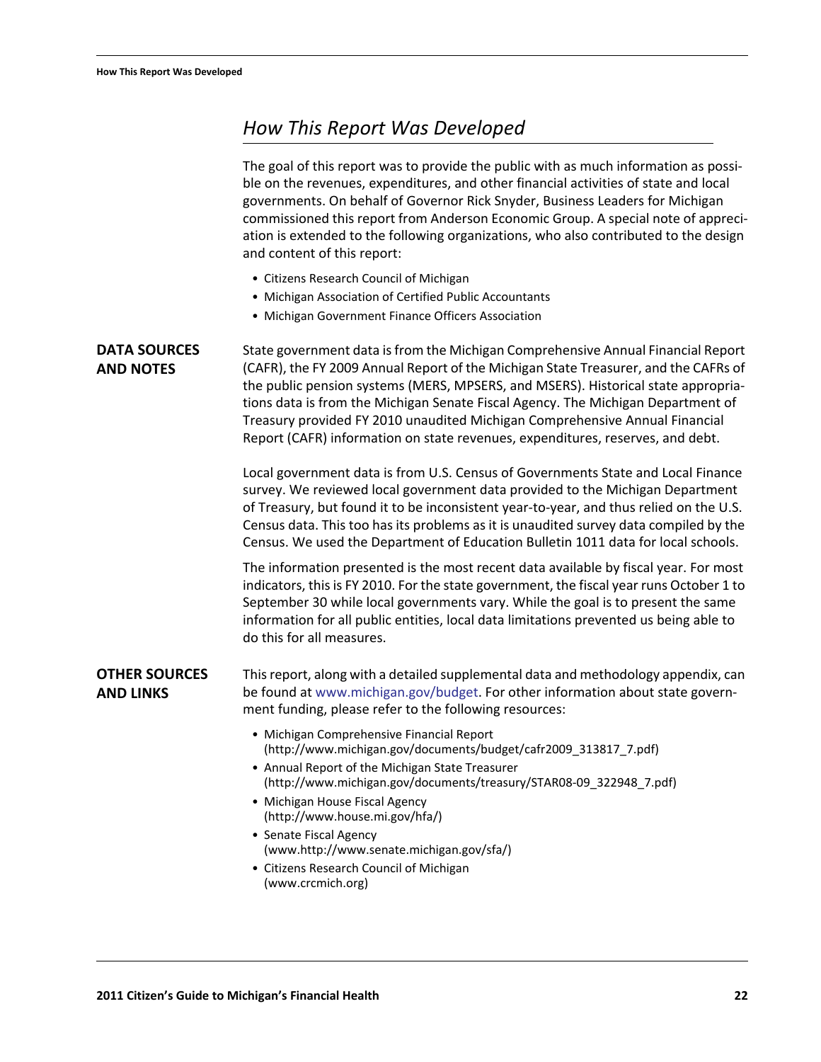# How This Report Was Developed

The goal of this report was to provide the public with as much information as possible on the revenues, expenditures, and other financial activities of state and local governments. On behalf of Governor Rick Snyder, Business Leaders for Michigan commissioned this report from Anderson Economic Group. A special note of appreciation is extended to the following organizations, who also contributed to the design and content of this report:

- Citizens Research Council of Michigan
- Michigan Association of Certified Public Accountants
- Michigan Government Finance Officers Association

## DATA SOURCES AND NOTES

State government data is from the Michigan Comprehensive Annual Financial Report (CAFR), the FY 2009 Annual Report of the Michigan State Treasurer, and the CAFRs of the public pension systems (MERS, MPSERS, and MSERS). Historical state appropriations data is from the Michigan Senate Fiscal Agency. The Michigan Department of Treasury provided FY 2010 unaudited Michigan Comprehensive Annual Financial Report (CAFR) information on state revenues, expenditures, reserves, and debt.

Local government data is from U.S. Census of Governments State and Local Finance survey. We reviewed local government data provided to the Michigan Department of Treasury, but found it to be inconsistent year-to-year, and thus relied on the U.S. Census data. This too has its problems as it is unaudited survey data compiled by the Census. We used the Department of Education Bulletin 1011 data for local schools.

The information presented is the most recent data available by fiscal year. For most indicators, this is FY 2010. For the state government, the fiscal year runs October 1 to September 30 while local governments vary. While the goal is to present the same information for all public entities, local data limitations prevented us being able to do this for all measures.

## OTHER SOURCES AND LINKS

This report, along with a detailed supplemental data and methodology appendix, can be found at www.michigan.gov/budget. For other information about state government funding, please refer to the following resources:

- Michigan Comprehensive Financial Report (http://www.michigan.gov/documents/budget/cafr2009_313817_7.pdf)
- Annual Report of the Michigan State Treasurer (http://www.michigan.gov/documents/treasury/STAR08-09_322948_7.pdf)
- Michigan House Fiscal Agency (http://www.house.mi.gov/hfa/)
- Senate Fiscal Agency (www.http://www.senate.michigan.gov/sfa/)
- Citizens Research Council of Michigan (www.crcmich.org)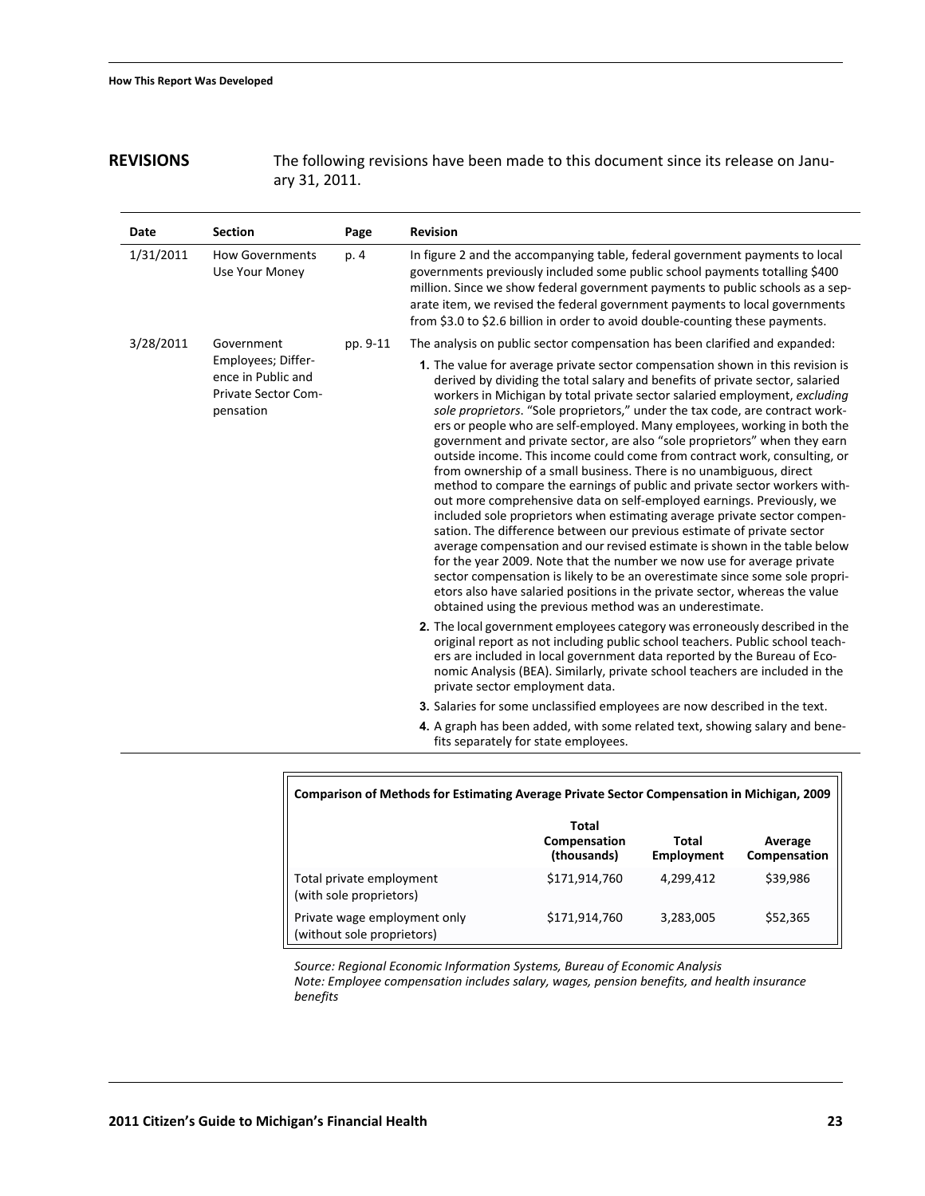## REVISIONS

The following revisions have been made to this document since its release on January 31, 2011.

| Date | Section | Page | Revision |
|---|---|---|---|
| 1/31/2011 | How Governments Use Your Money | p. 4 | In figure 2 and the accompanying table, federal government payments to local governments previously included some public school payments totalling $400 million. Since we show federal government payments to public schools as a separate item, we revised the federal government payments to local governments from $3.0 to $2.6 billion in order to avoid double-counting these payments. |
| 3/28/2011 | Government Employees; Difference in Public and Private Sector Compensation | pp. 9-11 | The analysis on public sector compensation has been clarified and expanded: **1.** The value for average private sector compensation shown in this revision is derived by dividing the total salary and benefits of private sector, salaried workers in Michigan by total private sector salaried employment, *excluding sole proprietors*. "Sole proprietors," under the tax code, are contract workers or people who are self-employed. Many employees, working in both the government and private sector, are also "sole proprietors" when they earn outside income. This income could come from contract work, consulting, or from ownership of a small business. There is no unambiguous, direct method to compare the earnings of public and private sector workers without more comprehensive data on self-employed earnings. Previously, we included sole proprietors when estimating average private sector compensation. The difference between our previous estimate of private sector average compensation and our revised estimate is shown in the table below for the year 2009. Note that the number we now use for average private sector compensation is likely to be an overestimate since some sole proprietors also have salaried positions in the private sector, whereas the value obtained using the previous method was an underestimate. **2.** The local government employees category was erroneously described in the original report as not including public school teachers. Public school teachers are included in local government data reported by the Bureau of Economic Analysis (BEA). Similarly, private school teachers are included in the private sector employment data. **3.** Salaries for some unclassified employees are now described in the text. **4.** A graph has been added, with some related text, showing salary and benefits separately for state employees. |

**Comparison of Methods for Estimating Average Private Sector Compensation in Michigan, 2009**

| | Total Compensation (thousands) | Total Employment | Average Compensation |
|---|---|---|---|
| Total private employment (with sole proprietors) | $171,914,760 | 4,299,412 | $39,986 |
| Private wage employment only (without sole proprietors) | $171,914,760 | 3,283,005 | $52,365 |

*Source: Regional Economic Information Systems, Bureau of Economic Analysis*
*Note: Employee compensation includes salary, wages, pension benefits, and health insurance benefits*